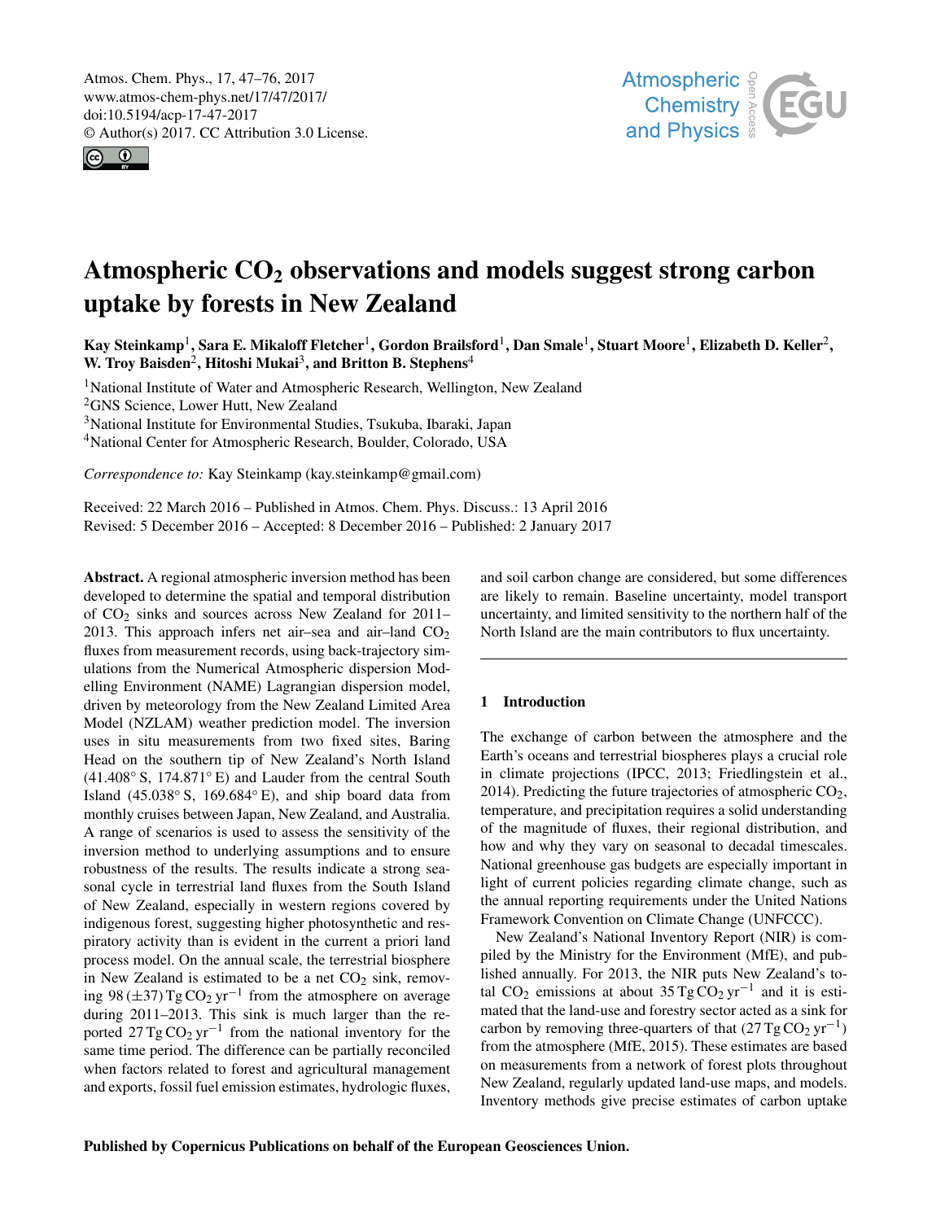Atmos. Chem. Phys., 17, 47–76, 2017
www.atmos-chem-phys.net/17/47/2017/
doi:10.5194/acp-17-47-2017
© Author(s) 2017. CC Attribution 3.0 License.

# Atmospheric $CO_2$ observations and models suggest strong carbon uptake by forests in New Zealand

**Kay Steinkamp[1], Sara E. Mikaloff Fletcher[1], Gordon Brailsford[1], Dan Smale[1], Stuart Moore[1], Elizabeth D. Keller[2], W. Troy Baisden[2], Hitoshi Mukai[3], and Britton B. Stephens[4]**

[1]National Institute of Water and Atmospheric Research, Wellington, New Zealand
[2]GNS Science, Lower Hutt, New Zealand
[3]National Institute for Environmental Studies, Tsukuba, Ibaraki, Japan
[4]National Center for Atmospheric Research, Boulder, Colorado, USA

*Correspondence to:* Kay Steinkamp (kay.steinkamp@gmail.com)

Received: 22 March 2016 – Published in Atmos. Chem. Phys. Discuss.: 13 April 2016
Revised: 5 December 2016 – Accepted: 8 December 2016 – Published: 2 January 2017

**Abstract.** A regional atmospheric inversion method has been developed to determine the spatial and temporal distribution of $CO_2$ sinks and sources across New Zealand for 2011–2013. This approach infers net air–sea and air–land $CO_2$ fluxes from measurement records, using back-trajectory simulations from the Numerical Atmospheric dispersion Modelling Environment (NAME) Lagrangian dispersion model, driven by meteorology from the New Zealand Limited Area Model (NZLAM) weather prediction model. The inversion uses in situ measurements from two fixed sites, Baring Head on the southern tip of New Zealand's North Island (41.408° S, 174.871° E) and Lauder from the central South Island (45.038° S, 169.684° E), and ship board data from monthly cruises between Japan, New Zealand, and Australia. A range of scenarios is used to assess the sensitivity of the inversion method to underlying assumptions and to ensure robustness of the results. The results indicate a strong seasonal cycle in terrestrial land fluxes from the South Island of New Zealand, especially in western regions covered by indigenous forest, suggesting higher photosynthetic and respiratory activity than is evident in the current a priori land process model. On the annual scale, the terrestrial biosphere in New Zealand is estimated to be a net $CO_2$ sink, removing 98 ($\pm$37) $Tg\,CO_2\,yr^{-1}$ from the atmosphere on average during 2011–2013. This sink is much larger than the reported 27 $Tg\,CO_2\,yr^{-1}$ from the national inventory for the same time period. The difference can be partially reconciled when factors related to forest and agricultural management and exports, fossil fuel emission estimates, hydrologic fluxes, and soil carbon change are considered, but some differences are likely to remain. Baseline uncertainty, model transport uncertainty, and limited sensitivity to the northern half of the North Island are the main contributors to flux uncertainty.

## 1 Introduction

The exchange of carbon between the atmosphere and the Earth's oceans and terrestrial biospheres plays a crucial role in climate projections (IPCC, 2013; Friedlingstein et al., 2014). Predicting the future trajectories of atmospheric $CO_2$, temperature, and precipitation requires a solid understanding of the magnitude of fluxes, their regional distribution, and how and why they vary on seasonal to decadal timescales. National greenhouse gas budgets are especially important in light of current policies regarding climate change, such as the annual reporting requirements under the United Nations Framework Convention on Climate Change (UNFCCC).

New Zealand's National Inventory Report (NIR) is compiled by the Ministry for the Environment (MfE), and published annually. For 2013, the NIR puts New Zealand's total $CO_2$ emissions at about 35 $Tg\,CO_2\,yr^{-1}$ and it is estimated that the land-use and forestry sector acted as a sink for carbon by removing three-quarters of that (27 $Tg\,CO_2\,yr^{-1}$) from the atmosphere (MfE, 2015). These estimates are based on measurements from a network of forest plots throughout New Zealand, regularly updated land-use maps, and models. Inventory methods give precise estimates of carbon uptake

Published by Copernicus Publications on behalf of the European Geosciences Union.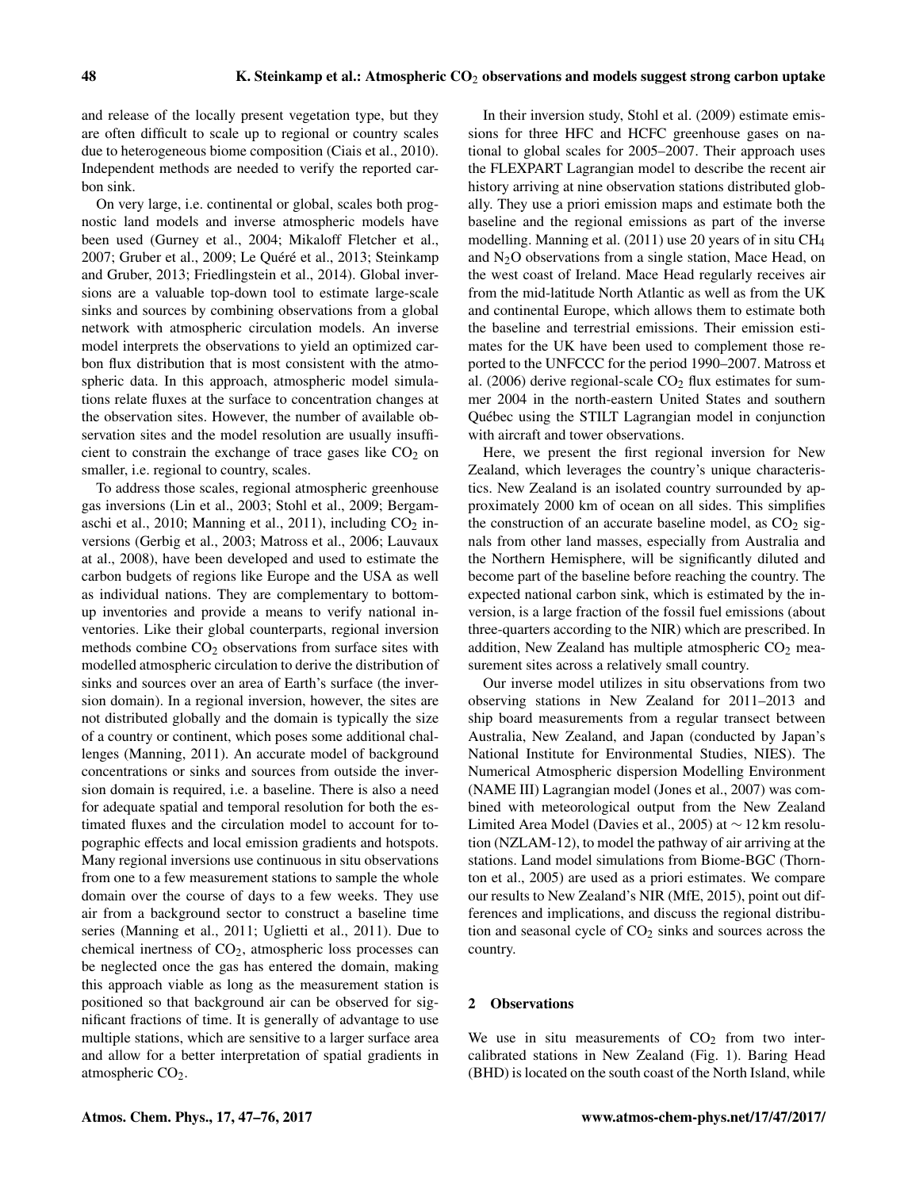and release of the locally present vegetation type, but they are often difficult to scale up to regional or country scales due to heterogeneous biome composition (Ciais et al., 2010). Independent methods are needed to verify the reported carbon sink.

On very large, i.e. continental or global, scales both prognostic land models and inverse atmospheric models have been used (Gurney et al., 2004; Mikaloff Fletcher et al., 2007; Gruber et al., 2009; Le Quéré et al., 2013; Steinkamp and Gruber, 2013; Friedlingstein et al., 2014). Global inversions are a valuable top-down tool to estimate large-scale sinks and sources by combining observations from a global network with atmospheric circulation models. An inverse model interprets the observations to yield an optimized carbon flux distribution that is most consistent with the atmospheric data. In this approach, atmospheric model simulations relate fluxes at the surface to concentration changes at the observation sites. However, the number of available observation sites and the model resolution are usually insufficient to constrain the exchange of trace gases like $CO_2$ on smaller, i.e. regional to country, scales.

To address those scales, regional atmospheric greenhouse gas inversions (Lin et al., 2003; Stohl et al., 2009; Bergamaschi et al., 2010; Manning et al., 2011), including $CO_2$ inversions (Gerbig et al., 2003; Matross et al., 2006; Lauvaux at al., 2008), have been developed and used to estimate the carbon budgets of regions like Europe and the USA as well as individual nations. They are complementary to bottom-up inventories and provide a means to verify national inventories. Like their global counterparts, regional inversion methods combine $CO_2$ observations from surface sites with modelled atmospheric circulation to derive the distribution of sinks and sources over an area of Earth's surface (the inversion domain). In a regional inversion, however, the sites are not distributed globally and the domain is typically the size of a country or continent, which poses some additional challenges (Manning, 2011). An accurate model of background concentrations or sinks and sources from outside the inversion domain is required, i.e. a baseline. There is also a need for adequate spatial and temporal resolution for both the estimated fluxes and the circulation model to account for topographic effects and local emission gradients and hotspots. Many regional inversions use continuous in situ observations from one to a few measurement stations to sample the whole domain over the course of days to a few weeks. They use air from a background sector to construct a baseline time series (Manning et al., 2011; Uglietti et al., 2011). Due to chemical inertness of $CO_2$, atmospheric loss processes can be neglected once the gas has entered the domain, making this approach viable as long as the measurement station is positioned so that background air can be observed for significant fractions of time. It is generally of advantage to use multiple stations, which are sensitive to a larger surface area and allow for a better interpretation of spatial gradients in atmospheric $CO_2$.

In their inversion study, Stohl et al. (2009) estimate emissions for three HFC and HCFC greenhouse gases on national to global scales for 2005–2007. Their approach uses the FLEXPART Lagrangian model to describe the recent air history arriving at nine observation stations distributed globally. They use a priori emission maps and estimate both the baseline and the regional emissions as part of the inverse modelling. Manning et al. (2011) use 20 years of in situ $CH_4$ and $N_2O$ observations from a single station, Mace Head, on the west coast of Ireland. Mace Head regularly receives air from the mid-latitude North Atlantic as well as from the UK and continental Europe, which allows them to estimate both the baseline and terrestrial emissions. Their emission estimates for the UK have been used to complement those reported to the UNFCCC for the period 1990–2007. Matross et al. (2006) derive regional-scale $CO_2$ flux estimates for summer 2004 in the north-eastern United States and southern Québec using the STILT Lagrangian model in conjunction with aircraft and tower observations.

Here, we present the first regional inversion for New Zealand, which leverages the country's unique characteristics. New Zealand is an isolated country surrounded by approximately 2000 km of ocean on all sides. This simplifies the construction of an accurate baseline model, as $CO_2$ signals from other land masses, especially from Australia and the Northern Hemisphere, will be significantly diluted and become part of the baseline before reaching the country. The expected national carbon sink, which is estimated by the inversion, is a large fraction of the fossil fuel emissions (about three-quarters according to the NIR) which are prescribed. In addition, New Zealand has multiple atmospheric $CO_2$ measurement sites across a relatively small country.

Our inverse model utilizes in situ observations from two observing stations in New Zealand for 2011–2013 and ship board measurements from a regular transect between Australia, New Zealand, and Japan (conducted by Japan's National Institute for Environmental Studies, NIES). The Numerical Atmospheric dispersion Modelling Environment (NAME III) Lagrangian model (Jones et al., 2007) was combined with meteorological output from the New Zealand Limited Area Model (Davies et al., 2005) at $\sim 12$ km resolution (NZLAM-12), to model the pathway of air arriving at the stations. Land model simulations from Biome-BGC (Thornton et al., 2005) are used as a priori estimates. We compare our results to New Zealand's NIR (MfE, 2015), point out differences and implications, and discuss the regional distribution and seasonal cycle of $CO_2$ sinks and sources across the country.

## 2 Observations

We use in situ measurements of $CO_2$ from two intercalibrated stations in New Zealand (Fig. 1). Baring Head (BHD) is located on the south coast of the North Island, while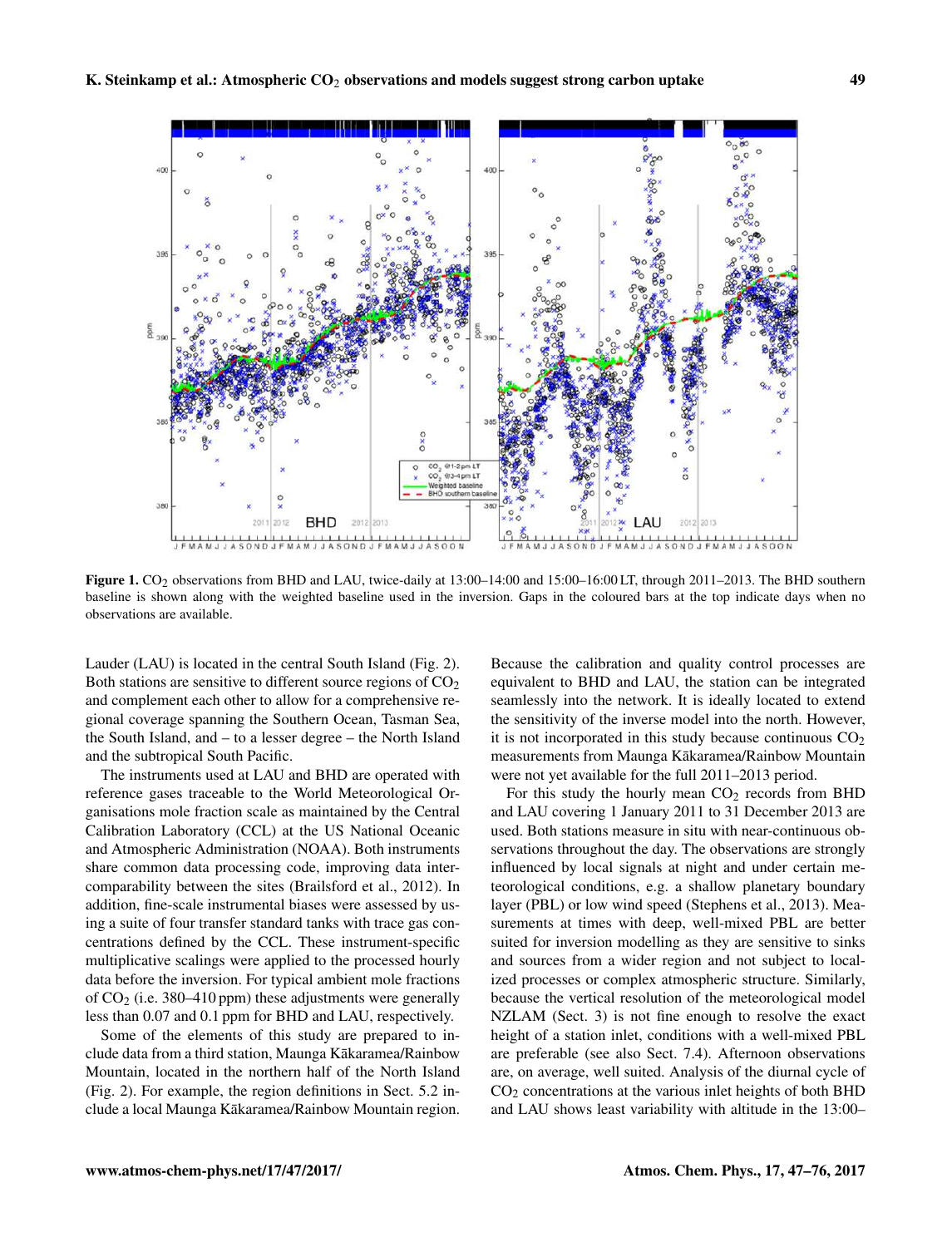**Figure 1.** $CO_2$ observations from BHD and LAU, twice-daily at 13:00–14:00 and 15:00–16:00 LT, through 2011–2013. The BHD southern baseline is shown along with the weighted baseline used in the inversion. Gaps in the coloured bars at the top indicate days when no observations are available.

Lauder (LAU) is located in the central South Island (Fig. 2). Both stations are sensitive to different source regions of $CO_2$ and complement each other to allow for a comprehensive regional coverage spanning the Southern Ocean, Tasman Sea, the South Island, and – to a lesser degree – the North Island and the subtropical South Pacific.

The instruments used at LAU and BHD are operated with reference gases traceable to the World Meteorological Organisations mole fraction scale as maintained by the Central Calibration Laboratory (CCL) at the US National Oceanic and Atmospheric Administration (NOAA). Both instruments share common data processing code, improving data intercomparability between the sites (Brailsford et al., 2012). In addition, fine-scale instrumental biases were assessed by using a suite of four transfer standard tanks with trace gas concentrations defined by the CCL. These instrument-specific multiplicative scalings were applied to the processed hourly data before the inversion. For typical ambient mole fractions of $CO_2$ (i.e. 380–410 ppm) these adjustments were generally less than 0.07 and 0.1 ppm for BHD and LAU, respectively.

Some of the elements of this study are prepared to include data from a third station, Maunga Kākaramea/Rainbow Mountain, located in the northern half of the North Island (Fig. 2). For example, the region definitions in Sect. 5.2 include a local Maunga Kākaramea/Rainbow Mountain region. Because the calibration and quality control processes are equivalent to BHD and LAU, the station can be integrated seamlessly into the network. It is ideally located to extend the sensitivity of the inverse model into the north. However, it is not incorporated in this study because continuous $CO_2$ measurements from Maunga Kākaramea/Rainbow Mountain were not yet available for the full 2011–2013 period.

For this study the hourly mean $CO_2$ records from BHD and LAU covering 1 January 2011 to 31 December 2013 are used. Both stations measure in situ with near-continuous observations throughout the day. The observations are strongly influenced by local signals at night and under certain meteorological conditions, e.g. a shallow planetary boundary layer (PBL) or low wind speed (Stephens et al., 2013). Measurements at times with deep, well-mixed PBL are better suited for inversion modelling as they are sensitive to sinks and sources from a wider region and not subject to localized processes or complex atmospheric structure. Similarly, because the vertical resolution of the meteorological model NZLAM (Sect. 3) is not fine enough to resolve the exact height of a station inlet, conditions with a well-mixed PBL are preferable (see also Sect. 7.4). Afternoon observations are, on average, well suited. Analysis of the diurnal cycle of $CO_2$ concentrations at the various inlet heights of both BHD and LAU shows least variability with altitude in the 13:00–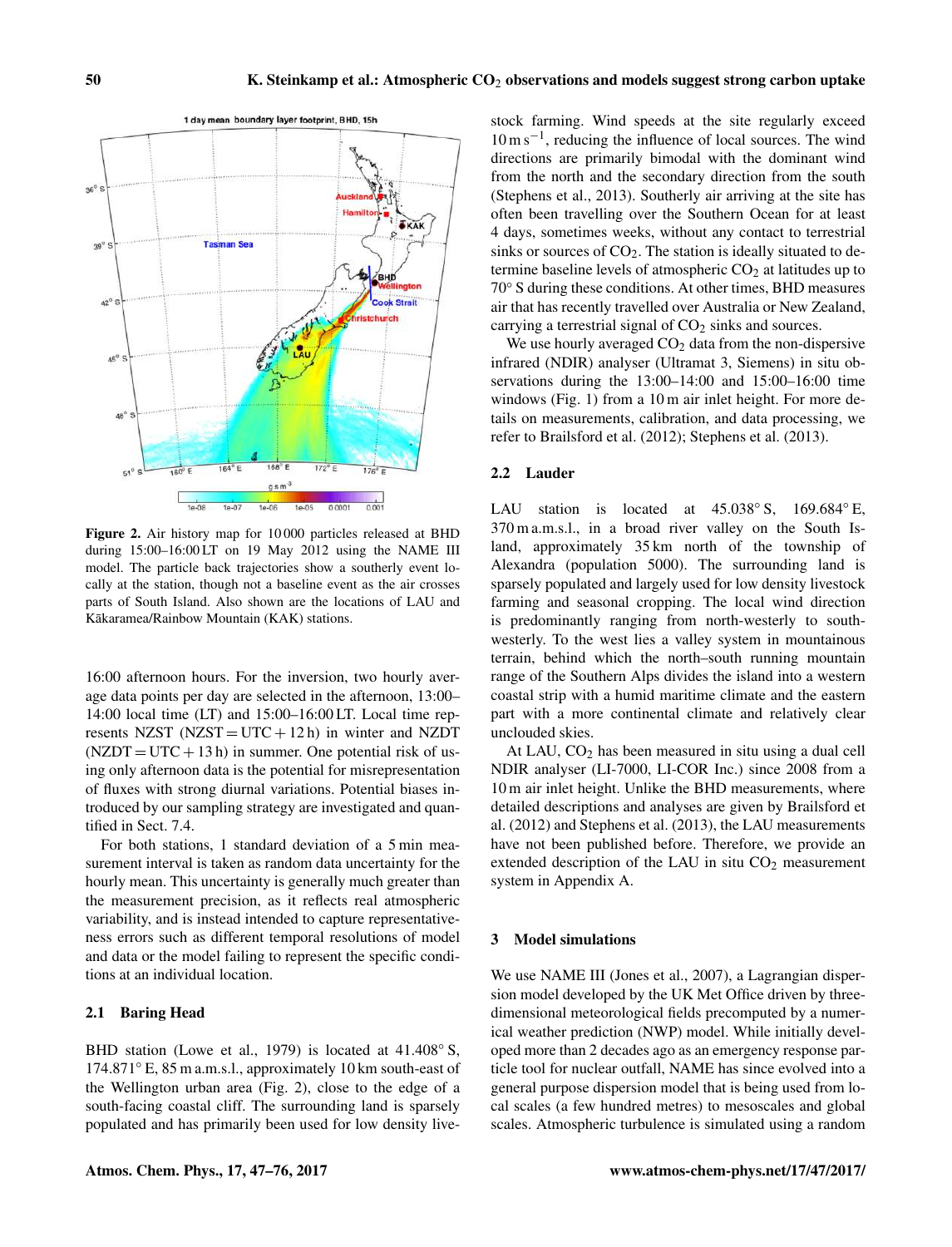Figure 2. Air history map for 10 000 particles released at BHD during 15:00–16:00 LT on 19 May 2012 using the NAME III model. The particle back trajectories show a southerly event locally at the station, though not a baseline event as the air crosses parts of South Island. Also shown are the locations of LAU and Kākaramea/Rainbow Mountain (KAK) stations.

16:00 afternoon hours. For the inversion, two hourly average data points per day are selected in the afternoon, 13:00–14:00 local time (LT) and 15:00–16:00 LT. Local time represents NZST (NZST = UTC + 12 h) in winter and NZDT (NZDT = UTC + 13 h) in summer. One potential risk of using only afternoon data is the potential for misrepresentation of fluxes with strong diurnal variations. Potential biases introduced by our sampling strategy are investigated and quantified in Sect. 7.4.

For both stations, 1 standard deviation of a 5 min measurement interval is taken as random data uncertainty for the hourly mean. This uncertainty is generally much greater than the measurement precision, as it reflects real atmospheric variability, and is instead intended to capture representativeness errors such as different temporal resolutions of model and data or the model failing to represent the specific conditions at an individual location.

### 2.1 Baring Head

BHD station (Lowe et al., 1979) is located at 41.408° S, 174.871° E, 85 m a.m.s.l., approximately 10 km south-east of the Wellington urban area (Fig. 2), close to the edge of a south-facing coastal cliff. The surrounding land is sparsely populated and has primarily been used for low density livestock farming. Wind speeds at the site regularly exceed $10\,\mathrm{m\,s^{-1}}$, reducing the influence of local sources. The wind directions are primarily bimodal with the dominant wind from the north and the secondary direction from the south (Stephens et al., 2013). Southerly air arriving at the site has often been travelling over the Southern Ocean for at least 4 days, sometimes weeks, without any contact to terrestrial sinks or sources of $CO_2$. The station is ideally situated to determine baseline levels of atmospheric $CO_2$ at latitudes up to 70° S during these conditions. At other times, BHD measures air that has recently travelled over Australia or New Zealand, carrying a terrestrial signal of $CO_2$ sinks and sources.

We use hourly averaged $CO_2$ data from the non-dispersive infrared (NDIR) analyser (Ultramat 3, Siemens) in situ observations during the 13:00–14:00 and 15:00–16:00 time windows (Fig. 1) from a 10 m air inlet height. For more details on measurements, calibration, and data processing, we refer to Brailsford et al. (2012); Stephens et al. (2013).

### 2.2 Lauder

LAU station is located at 45.038° S, 169.684° E, 370 m a.m.s.l., in a broad river valley on the South Island, approximately 35 km north of the township of Alexandra (population 5000). The surrounding land is sparsely populated and largely used for low density livestock farming and seasonal cropping. The local wind direction is predominantly ranging from north-westerly to south-westerly. To the west lies a valley system in mountainous terrain, behind which the north–south running mountain range of the Southern Alps divides the island into a western coastal strip with a humid maritime climate and the eastern part with a more continental climate and relatively clear unclouded skies.

At LAU, $CO_2$ has been measured in situ using a dual cell NDIR analyser (LI-7000, LI-COR Inc.) since 2008 from a 10 m air inlet height. Unlike the BHD measurements, where detailed descriptions and analyses are given by Brailsford et al. (2012) and Stephens et al. (2013), the LAU measurements have not been published before. Therefore, we provide an extended description of the LAU in situ $CO_2$ measurement system in Appendix A.

## 3 Model simulations

We use NAME III (Jones et al., 2007), a Lagrangian dispersion model developed by the UK Met Office driven by three-dimensional meteorological fields precomputed by a numerical weather prediction (NWP) model. While initially developed more than 2 decades ago as an emergency response particle tool for nuclear outfall, NAME has since evolved into a general purpose dispersion model that is being used from local scales (a few hundred metres) to mesoscales and global scales. Atmospheric turbulence is simulated using a random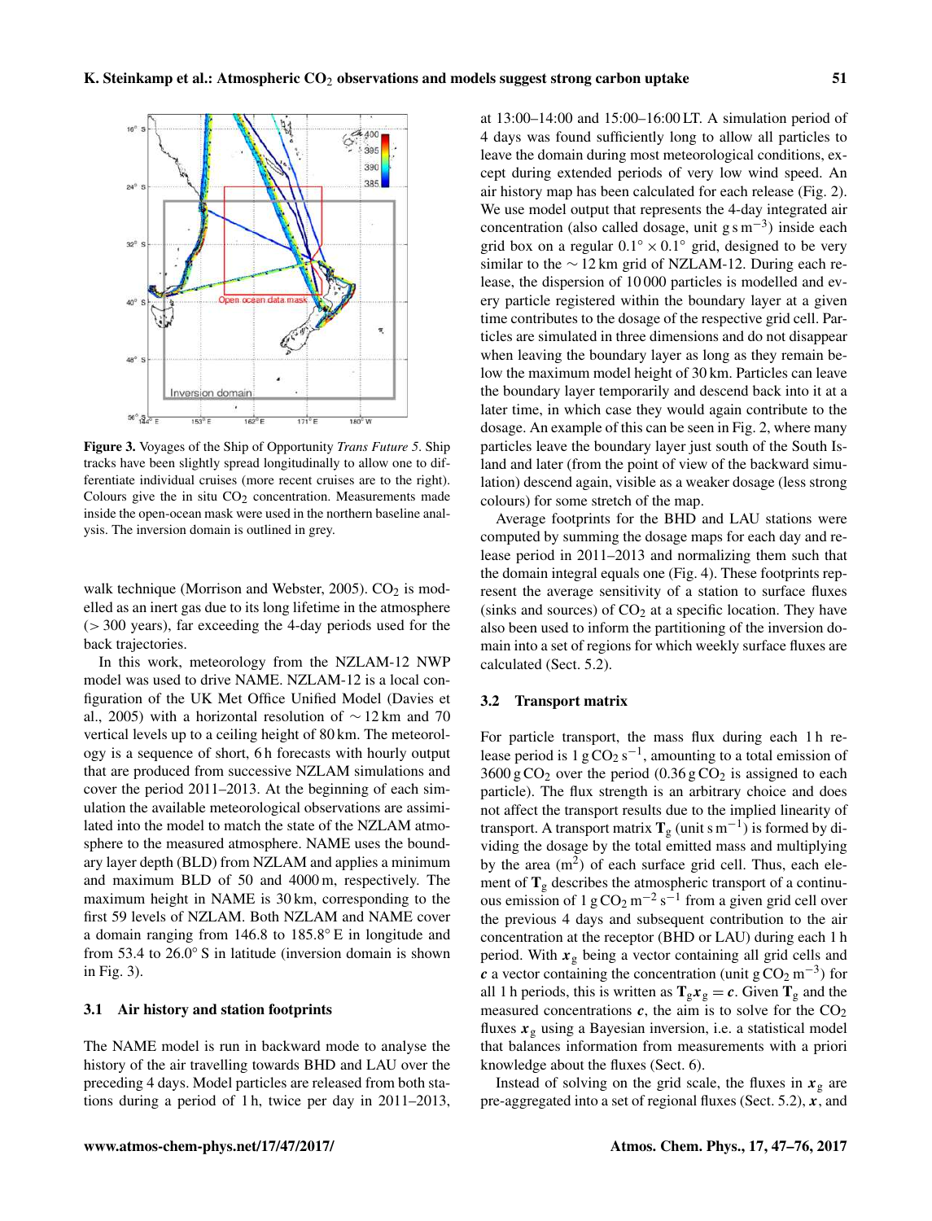**Figure 3.** Voyages of the Ship of Opportunity *Trans Future 5*. Ship tracks have been slightly spread longitudinally to allow one to differentiate individual cruises (more recent cruises are to the right). Colours give the in situ $CO_2$ concentration. Measurements made inside the open-ocean mask were used in the northern baseline analysis. The inversion domain is outlined in grey.

walk technique (Morrison and Webster, 2005). $CO_2$ is modelled as an inert gas due to its long lifetime in the atmosphere (> 300 years), far exceeding the 4-day periods used for the back trajectories.

In this work, meteorology from the NZLAM-12 NWP model was used to drive NAME. NZLAM-12 is a local configuration of the UK Met Office Unified Model (Davies et al., 2005) with a horizontal resolution of ∼ 12 km and 70 vertical levels up to a ceiling height of 80 km. The meteorology is a sequence of short, 6 h forecasts with hourly output that are produced from successive NZLAM simulations and cover the period 2011–2013. At the beginning of each simulation the available meteorological observations are assimilated into the model to match the state of the NZLAM atmosphere to the measured atmosphere. NAME uses the boundary layer depth (BLD) from NZLAM and applies a minimum and maximum BLD of 50 and 4000 m, respectively. The maximum height in NAME is 30 km, corresponding to the first 59 levels of NZLAM. Both NZLAM and NAME cover a domain ranging from 146.8 to 185.8° E in longitude and from 53.4 to 26.0° S in latitude (inversion domain is shown in Fig. 3).

### 3.1 Air history and station footprints

The NAME model is run in backward mode to analyse the history of the air travelling towards BHD and LAU over the preceding 4 days. Model particles are released from both stations during a period of 1 h, twice per day in 2011–2013, at 13:00–14:00 and 15:00–16:00 LT. A simulation period of 4 days was found sufficiently long to allow all particles to leave the domain during most meteorological conditions, except during extended periods of very low wind speed. An air history map has been calculated for each release (Fig. 2). We use model output that represents the 4-day integrated air concentration (also called dosage, unit $\mathrm{g\,s\,m^{-3}}$) inside each grid box on a regular $0.1° \times 0.1°$ grid, designed to be very similar to the ∼ 12 km grid of NZLAM-12. During each release, the dispersion of 10 000 particles is modelled and every particle registered within the boundary layer at a given time contributes to the dosage of the respective grid cell. Particles are simulated in three dimensions and do not disappear when leaving the boundary layer as long as they remain below the maximum model height of 30 km. Particles can leave the boundary layer temporarily and descend back into it at a later time, in which case they would again contribute to the dosage. An example of this can be seen in Fig. 2, where many particles leave the boundary layer just south of the South Island and later (from the point of view of the backward simulation) descend again, visible as a weaker dosage (less strong colours) for some stretch of the map.

Average footprints for the BHD and LAU stations were computed by summing the dosage maps for each day and release period in 2011–2013 and normalizing them such that the domain integral equals one (Fig. 4). These footprints represent the average sensitivity of a station to surface fluxes (sinks and sources) of $CO_2$ at a specific location. They have also been used to inform the partitioning of the inversion domain into a set of regions for which weekly surface fluxes are calculated (Sect. 5.2).

### 3.2 Transport matrix

For particle transport, the mass flux during each 1 h release period is $1\,\mathrm{g\,CO_2\,s^{-1}}$, amounting to a total emission of $3600\,\mathrm{g\,CO_2}$ over the period ($0.36\,\mathrm{g\,CO_2}$ is assigned to each particle). The flux strength is an arbitrary choice and does not affect the transport results due to the implied linearity of transport. A transport matrix $\mathbf{T}_\mathrm{g}$ (unit $\mathrm{s\,m^{-1}}$) is formed by dividing the dosage by the total emitted mass and multiplying by the area ($\mathrm{m^2}$) of each surface grid cell. Thus, each element of $\mathbf{T}_\mathrm{g}$ describes the atmospheric transport of a continuous emission of $1\,\mathrm{g\,CO_2\,m^{-2}\,s^{-1}}$ from a given grid cell over the previous 4 days and subsequent contribution to the air concentration at the receptor (BHD or LAU) during each 1 h period. With $\boldsymbol{x}_\mathrm{g}$ being a vector containing all grid cells and $\boldsymbol{c}$ a vector containing the concentration (unit $\mathrm{g\,CO_2\,m^{-3}}$) for all 1 h periods, this is written as $\mathbf{T}_\mathrm{g}\boldsymbol{x}_\mathrm{g} = \boldsymbol{c}$. Given $\mathbf{T}_\mathrm{g}$ and the measured concentrations $\boldsymbol{c}$, the aim is to solve for the $CO_2$ fluxes $\boldsymbol{x}_\mathrm{g}$ using a Bayesian inversion, i.e. a statistical model that balances information from measurements with a priori knowledge about the fluxes (Sect. 6).

Instead of solving on the grid scale, the fluxes in $\boldsymbol{x}_\mathrm{g}$ are pre-aggregated into a set of regional fluxes (Sect. 5.2), $\boldsymbol{x}$, and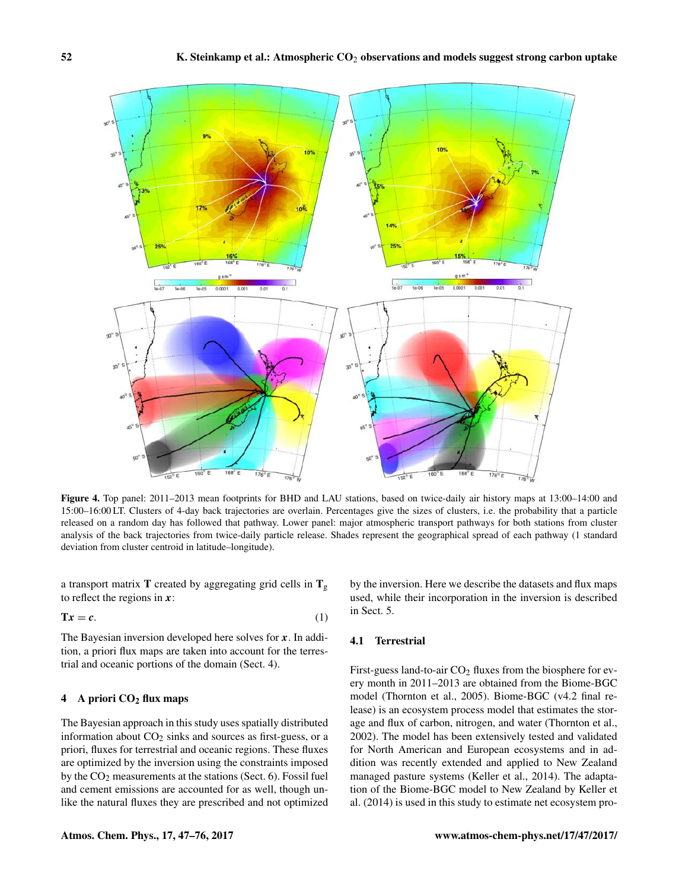**Figure 4.** Top panel: 2011–2013 mean footprints for BHD and LAU stations, based on twice-daily air history maps at 13:00–14:00 and 15:00–16:00 LT. Clusters of 4-day back trajectories are overlain. Percentages give the sizes of clusters, i.e. the probability that a particle released on a random day has followed that pathway. Lower panel: major atmospheric transport pathways for both stations from cluster analysis of the back trajectories from twice-daily particle release. Shades represent the geographical spread of each pathway (1 standard deviation from cluster centroid in latitude–longitude).

a transport matrix $\mathbf{T}$ created by aggregating grid cells in $\mathbf{T}_g$ to reflect the regions in $\boldsymbol{x}$:

$$\mathbf{T}\boldsymbol{x} = \boldsymbol{c}. \tag{1}$$

The Bayesian inversion developed here solves for $\boldsymbol{x}$. In addition, a priori flux maps are taken into account for the terrestrial and oceanic portions of the domain (Sect. 4).

## 4 A priori $CO_2$ flux maps

The Bayesian approach in this study uses spatially distributed information about $CO_2$ sinks and sources as first-guess, or a priori, fluxes for terrestrial and oceanic regions. These fluxes are optimized by the inversion using the constraints imposed by the $CO_2$ measurements at the stations (Sect. 6). Fossil fuel and cement emissions are accounted for as well, though unlike the natural fluxes they are prescribed and not optimized by the inversion. Here we describe the datasets and flux maps used, while their incorporation in the inversion is described in Sect. 5.

### 4.1 Terrestrial

First-guess land-to-air $CO_2$ fluxes from the biosphere for every month in 2011–2013 are obtained from the Biome-BGC model (Thornton et al., 2005). Biome-BGC (v4.2 final release) is an ecosystem process model that estimates the storage and flux of carbon, nitrogen, and water (Thornton et al., 2002). The model has been extensively tested and validated for North American and European ecosystems and in addition was recently extended and applied to New Zealand managed pasture systems (Keller et al., 2014). The adaptation of the Biome-BGC model to New Zealand by Keller et al. (2014) is used in this study to estimate net ecosystem pro-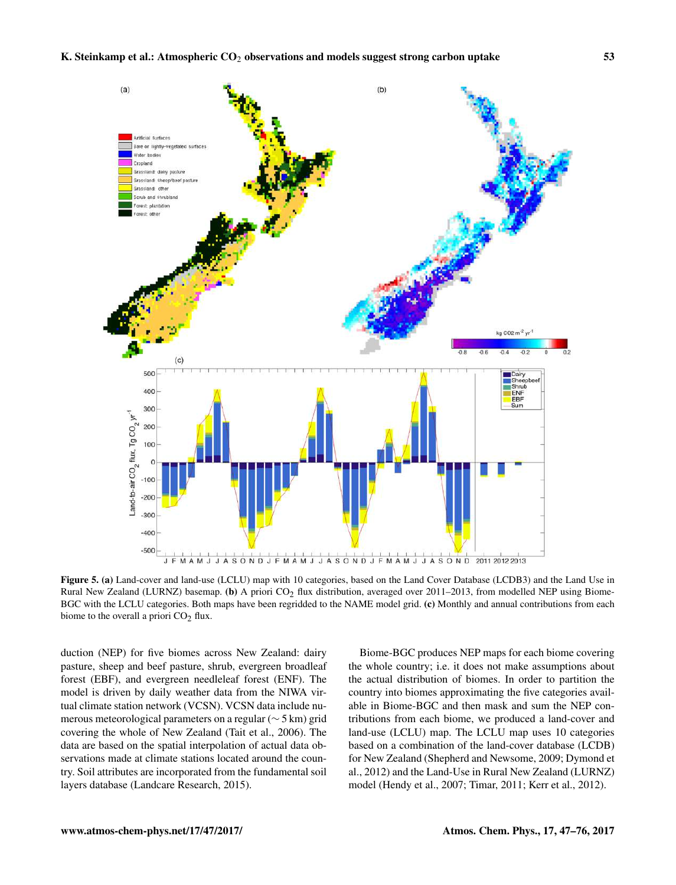**Figure 5. (a)** Land-cover and land-use (LCLU) map with 10 categories, based on the Land Cover Database (LCDB3) and the Land Use in Rural New Zealand (LURNZ) basemap. **(b)** A priori $CO_2$ flux distribution, averaged over 2011–2013, from modelled NEP using Biome-BGC with the LCLU categories. Both maps have been regridded to the NAME model grid. **(c)** Monthly and annual contributions from each biome to the overall a priori $CO_2$ flux.

duction (NEP) for five biomes across New Zealand: dairy pasture, sheep and beef pasture, shrub, evergreen broadleaf forest (EBF), and evergreen needleleaf forest (ENF). The model is driven by daily weather data from the NIWA virtual climate station network (VCSN). VCSN data include numerous meteorological parameters on a regular (∼ 5 km) grid covering the whole of New Zealand (Tait et al., 2006). The data are based on the spatial interpolation of actual data observations made at climate stations located around the country. Soil attributes are incorporated from the fundamental soil layers database (Landcare Research, 2015).

Biome-BGC produces NEP maps for each biome covering the whole country; i.e. it does not make assumptions about the actual distribution of biomes. In order to partition the country into biomes approximating the five categories available in Biome-BGC and then mask and sum the NEP contributions from each biome, we produced a land-cover and land-use (LCLU) map. The LCLU map uses 10 categories based on a combination of the land-cover database (LCDB) for New Zealand (Shepherd and Newsome, 2009; Dymond et al., 2012) and the Land-Use in Rural New Zealand (LURNZ) model (Hendy et al., 2007; Timar, 2011; Kerr et al., 2012).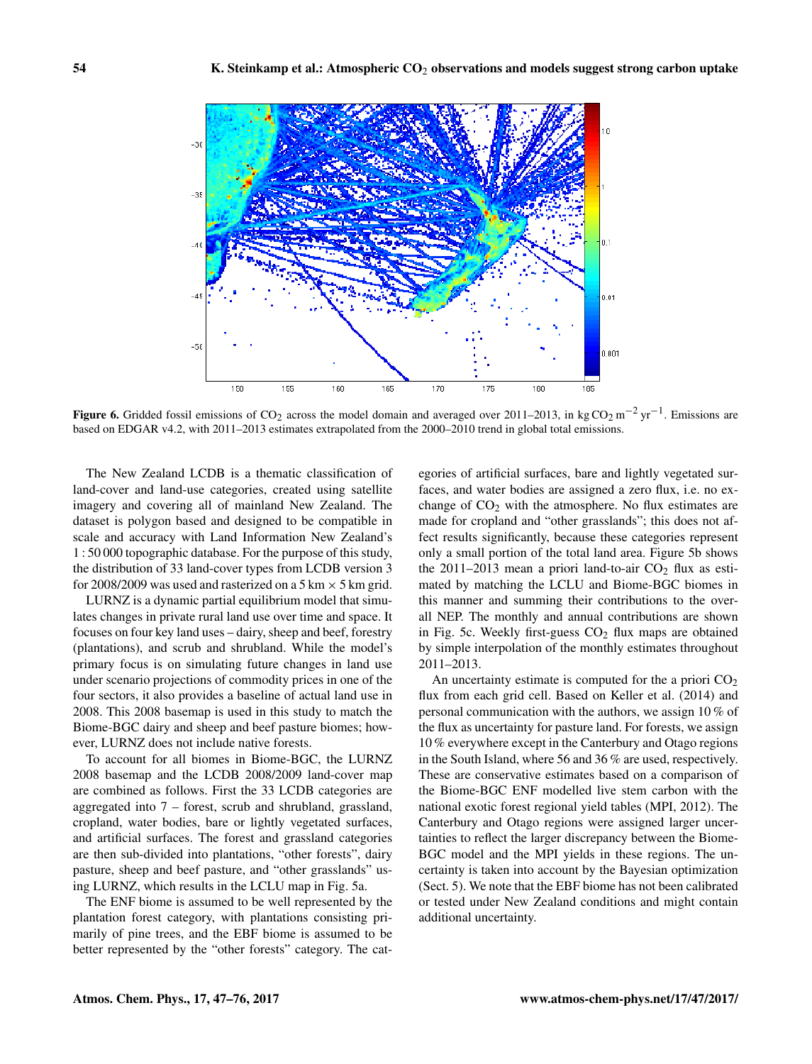Figure 6. Gridded fossil emissions of $CO_2$ across the model domain and averaged over 2011–2013, in kg $CO_2$ $m^{-2}$ $yr^{-1}$. Emissions are based on EDGAR v4.2, with 2011–2013 estimates extrapolated from the 2000–2010 trend in global total emissions.

The New Zealand LCDB is a thematic classification of land-cover and land-use categories, created using satellite imagery and covering all of mainland New Zealand. The dataset is polygon based and designed to be compatible in scale and accuracy with Land Information New Zealand's 1 : 50 000 topographic database. For the purpose of this study, the distribution of 33 land-cover types from LCDB version 3 for 2008/2009 was used and rasterized on a 5 km × 5 km grid.

LURNZ is a dynamic partial equilibrium model that simulates changes in private rural land use over time and space. It focuses on four key land uses – dairy, sheep and beef, forestry (plantations), and scrub and shrubland. While the model's primary focus is on simulating future changes in land use under scenario projections of commodity prices in one of the four sectors, it also provides a baseline of actual land use in 2008. This 2008 basemap is used in this study to match the Biome-BGC dairy and sheep and beef pasture biomes; however, LURNZ does not include native forests.

To account for all biomes in Biome-BGC, the LURNZ 2008 basemap and the LCDB 2008/2009 land-cover map are combined as follows. First the 33 LCDB categories are aggregated into 7 – forest, scrub and shrubland, grassland, cropland, water bodies, bare or lightly vegetated surfaces, and artificial surfaces. The forest and grassland categories are then sub-divided into plantations, "other forests", dairy pasture, sheep and beef pasture, and "other grasslands" using LURNZ, which results in the LCLU map in Fig. 5a.

The ENF biome is assumed to be well represented by the plantation forest category, with plantations consisting primarily of pine trees, and the EBF biome is assumed to be better represented by the "other forests" category. The categories of artificial surfaces, bare and lightly vegetated surfaces, and water bodies are assigned a zero flux, i.e. no exchange of $CO_2$ with the atmosphere. No flux estimates are made for cropland and "other grasslands"; this does not affect results significantly, because these categories represent only a small portion of the total land area. Figure 5b shows the 2011–2013 mean a priori land-to-air $CO_2$ flux as estimated by matching the LCLU and Biome-BGC biomes in this manner and summing their contributions to the overall NEP. The monthly and annual contributions are shown in Fig. 5c. Weekly first-guess $CO_2$ flux maps are obtained by simple interpolation of the monthly estimates throughout 2011–2013.

An uncertainty estimate is computed for the a priori $CO_2$ flux from each grid cell. Based on Keller et al. (2014) and personal communication with the authors, we assign 10 % of the flux as uncertainty for pasture land. For forests, we assign 10 % everywhere except in the Canterbury and Otago regions in the South Island, where 56 and 36 % are used, respectively. These are conservative estimates based on a comparison of the Biome-BGC ENF modelled live stem carbon with the national exotic forest regional yield tables (MPI, 2012). The Canterbury and Otago regions were assigned larger uncertainties to reflect the larger discrepancy between the Biome-BGC model and the MPI yields in these regions. The uncertainty is taken into account by the Bayesian optimization (Sect. 5). We note that the EBF biome has not been calibrated or tested under New Zealand conditions and might contain additional uncertainty.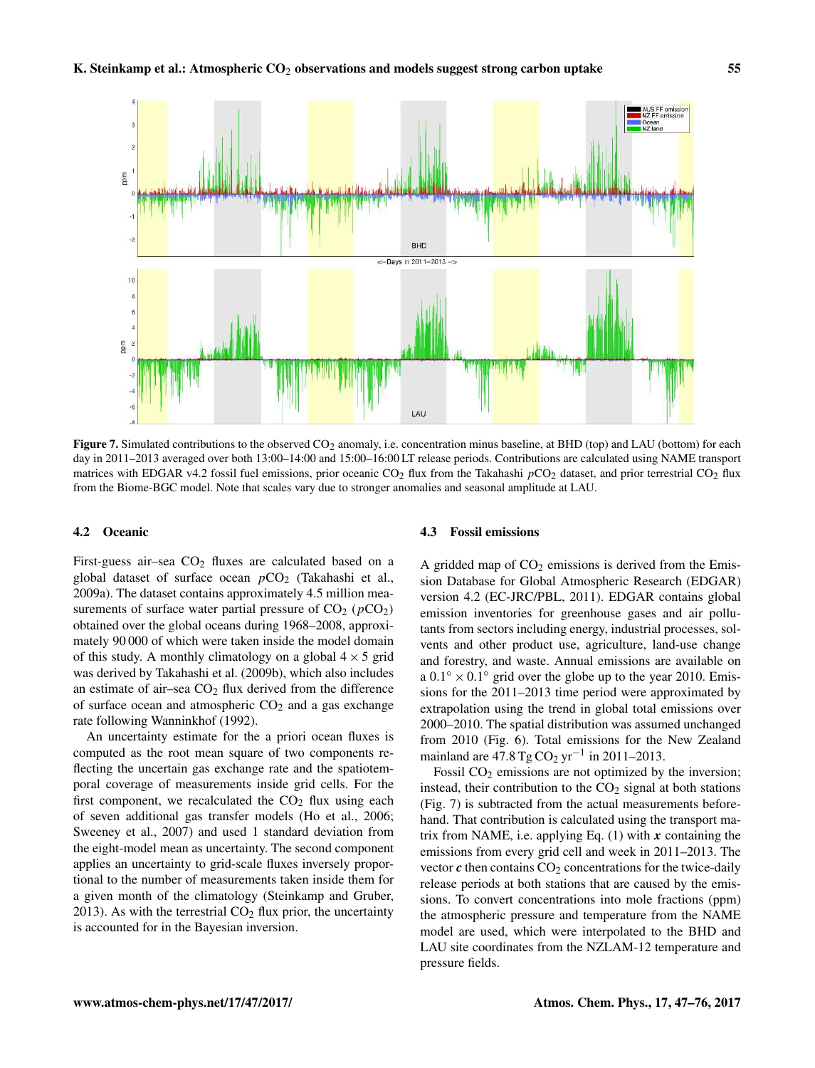Figure 7. Simulated contributions to the observed $CO_2$ anomaly, i.e. concentration minus baseline, at BHD (top) and LAU (bottom) for each day in 2011–2013 averaged over both 13:00–14:00 and 15:00–16:00 LT release periods. Contributions are calculated using NAME transport matrices with EDGAR v4.2 fossil fuel emissions, prior oceanic $CO_2$ flux from the Takahashi $pCO_2$ dataset, and prior terrestrial $CO_2$ flux from the Biome-BGC model. Note that scales vary due to stronger anomalies and seasonal amplitude at LAU.

### 4.2 Oceanic

First-guess air–sea $CO_2$ fluxes are calculated based on a global dataset of surface ocean $pCO_2$ (Takahashi et al., 2009a). The dataset contains approximately 4.5 million measurements of surface water partial pressure of $CO_2$ ($pCO_2$) obtained over the global oceans during 1968–2008, approximately 90 000 of which were taken inside the model domain of this study. A monthly climatology on a global $4 \times 5$ grid was derived by Takahashi et al. (2009b), which also includes an estimate of air–sea $CO_2$ flux derived from the difference of surface ocean and atmospheric $CO_2$ and a gas exchange rate following Wanninkhof (1992).

An uncertainty estimate for the a priori ocean fluxes is computed as the root mean square of two components reflecting the uncertain gas exchange rate and the spatiotemporal coverage of measurements inside grid cells. For the first component, we recalculated the $CO_2$ flux using each of seven additional gas transfer models (Ho et al., 2006; Sweeney et al., 2007) and used 1 standard deviation from the eight-model mean as uncertainty. The second component applies an uncertainty to grid-scale fluxes inversely proportional to the number of measurements taken inside them for a given month of the climatology (Steinkamp and Gruber, 2013). As with the terrestrial $CO_2$ flux prior, the uncertainty is accounted for in the Bayesian inversion.

### 4.3 Fossil emissions

A gridded map of $CO_2$ emissions is derived from the Emission Database for Global Atmospheric Research (EDGAR) version 4.2 (EC-JRC/PBL, 2011). EDGAR contains global emission inventories for greenhouse gases and air pollutants from sectors including energy, industrial processes, solvents and other product use, agriculture, land-use change and forestry, and waste. Annual emissions are available on a $0.1^\circ \times 0.1^\circ$ grid over the globe up to the year 2010. Emissions for the 2011–2013 time period were approximated by extrapolation using the trend in global total emissions over 2000–2010. The spatial distribution was assumed unchanged from 2010 (Fig. 6). Total emissions for the New Zealand mainland are 47.8 $\mathrm{Tg\,CO_2\,yr^{-1}}$ in 2011–2013.

Fossil $CO_2$ emissions are not optimized by the inversion; instead, their contribution to the $CO_2$ signal at both stations (Fig. 7) is subtracted from the actual measurements beforehand. That contribution is calculated using the transport matrix from NAME, i.e. applying Eq. (1) with $\boldsymbol{x}$ containing the emissions from every grid cell and week in 2011–2013. The vector $\boldsymbol{c}$ then contains $CO_2$ concentrations for the twice-daily release periods at both stations that are caused by the emissions. To convert concentrations into mole fractions (ppm) the atmospheric pressure and temperature from the NAME model are used, which were interpolated to the BHD and LAU site coordinates from the NZLAM-12 temperature and pressure fields.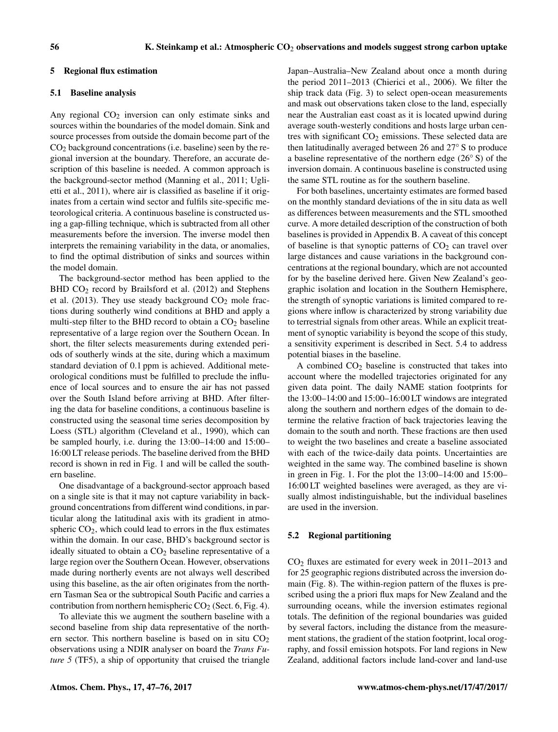## 5 Regional flux estimation

### 5.1 Baseline analysis

Any regional $CO_2$ inversion can only estimate sinks and sources within the boundaries of the model domain. Sink and source processes from outside the domain become part of the $CO_2$ background concentrations (i.e. baseline) seen by the regional inversion at the boundary. Therefore, an accurate description of this baseline is needed. A common approach is the background-sector method (Manning et al., 2011; Uglietti et al., 2011), where air is classified as baseline if it originates from a certain wind sector and fulfils site-specific meteorological criteria. A continuous baseline is constructed using a gap-filling technique, which is subtracted from all other measurements before the inversion. The inverse model then interprets the remaining variability in the data, or anomalies, to find the optimal distribution of sinks and sources within the model domain.

The background-sector method has been applied to the BHD $CO_2$ record by Brailsford et al. (2012) and Stephens et al. (2013). They use steady background $CO_2$ mole fractions during southerly wind conditions at BHD and apply a multi-step filter to the BHD record to obtain a $CO_2$ baseline representative of a large region over the Southern Ocean. In short, the filter selects measurements during extended periods of southerly winds at the site, during which a maximum standard deviation of 0.1 ppm is achieved. Additional meteorological conditions must be fulfilled to preclude the influence of local sources and to ensure the air has not passed over the South Island before arriving at BHD. After filtering the data for baseline conditions, a continuous baseline is constructed using the seasonal time series decomposition by Loess (STL) algorithm (Cleveland et al., 1990), which can be sampled hourly, i.e. during the 13:00–14:00 and 15:00–16:00 LT release periods. The baseline derived from the BHD record is shown in red in Fig. 1 and will be called the southern baseline.

One disadvantage of a background-sector approach based on a single site is that it may not capture variability in background concentrations from different wind conditions, in particular along the latitudinal axis with its gradient in atmospheric $CO_2$, which could lead to errors in the flux estimates within the domain. In our case, BHD's background sector is ideally situated to obtain a $CO_2$ baseline representative of a large region over the Southern Ocean. However, observations made during northerly events are not always well described using this baseline, as the air often originates from the northern Tasman Sea or the subtropical South Pacific and carries a contribution from northern hemispheric $CO_2$ (Sect. 6, Fig. 4).

To alleviate this we augment the southern baseline with a second baseline from ship data representative of the northern sector. This northern baseline is based on in situ $CO_2$ observations using a NDIR analyser on board the *Trans Future 5* (TF5), a ship of opportunity that cruised the triangle Japan–Australia–New Zealand about once a month during the period 2011–2013 (Chierici et al., 2006). We filter the ship track data (Fig. 3) to select open-ocean measurements and mask out observations taken close to the land, especially near the Australian east coast as it is located upwind during average south-westerly conditions and hosts large urban centres with significant $CO_2$ emissions. These selected data are then latitudinally averaged between 26 and 27° S to produce a baseline representative of the northern edge (26° S) of the inversion domain. A continuous baseline is constructed using the same STL routine as for the southern baseline.

For both baselines, uncertainty estimates are formed based on the monthly standard deviations of the in situ data as well as differences between measurements and the STL smoothed curve. A more detailed description of the construction of both baselines is provided in Appendix B. A caveat of this concept of baseline is that synoptic patterns of $CO_2$ can travel over large distances and cause variations in the background concentrations at the regional boundary, which are not accounted for by the baseline derived here. Given New Zealand's geographic isolation and location in the Southern Hemisphere, the strength of synoptic variations is limited compared to regions where inflow is characterized by strong variability due to terrestrial signals from other areas. While an explicit treatment of synoptic variability is beyond the scope of this study, a sensitivity experiment is described in Sect. 5.4 to address potential biases in the baseline.

A combined $CO_2$ baseline is constructed that takes into account where the modelled trajectories originated for any given data point. The daily NAME station footprints for the 13:00–14:00 and 15:00–16:00 LT windows are integrated along the southern and northern edges of the domain to determine the relative fraction of back trajectories leaving the domain to the south and north. These fractions are then used to weight the two baselines and create a baseline associated with each of the twice-daily data points. Uncertainties are weighted in the same way. The combined baseline is shown in green in Fig. 1. For the plot the 13:00–14:00 and 15:00–16:00 LT weighted baselines were averaged, as they are visually almost indistinguishable, but the individual baselines are used in the inversion.

### 5.2 Regional partitioning

$CO_2$ fluxes are estimated for every week in 2011–2013 and for 25 geographic regions distributed across the inversion domain (Fig. 8). The within-region pattern of the fluxes is prescribed using the a priori flux maps for New Zealand and the surrounding oceans, while the inversion estimates regional totals. The definition of the regional boundaries was guided by several factors, including the distance from the measurement stations, the gradient of the station footprint, local orography, and fossil emission hotspots. For land regions in New Zealand, additional factors include land-cover and land-use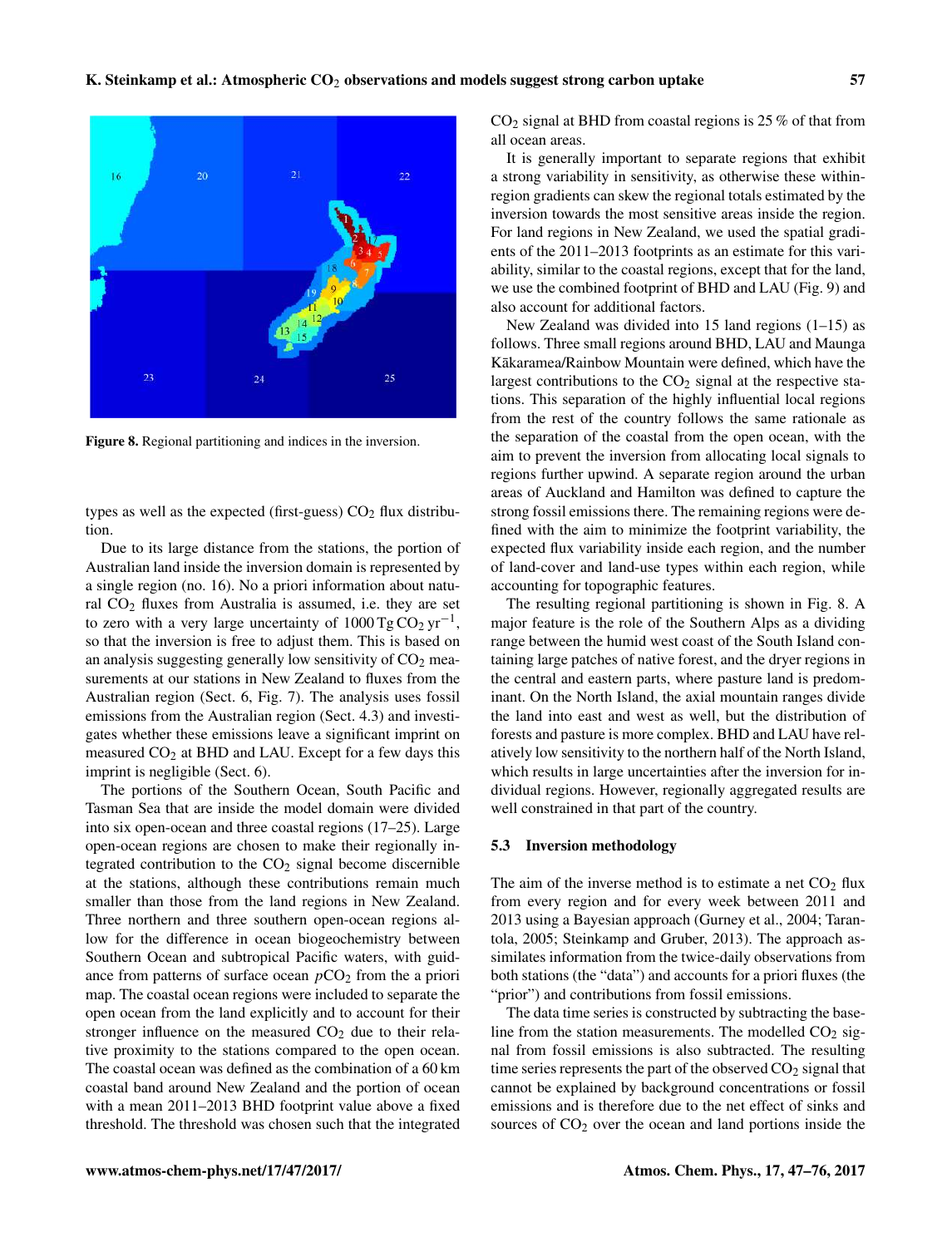Figure 8. Regional partitioning and indices in the inversion.

types as well as the expected (first-guess) $CO_2$ flux distribution.

Due to its large distance from the stations, the portion of Australian land inside the inversion domain is represented by a single region (no. 16). No a priori information about natural $CO_2$ fluxes from Australia is assumed, i.e. they are set to zero with a very large uncertainty of $1000\,\text{Tg}\,CO_2\,\text{yr}^{-1}$, so that the inversion is free to adjust them. This is based on an analysis suggesting generally low sensitivity of $CO_2$ measurements at our stations in New Zealand to fluxes from the Australian region (Sect. 6, Fig. 7). The analysis uses fossil emissions from the Australian region (Sect. 4.3) and investigates whether these emissions leave a significant imprint on measured $CO_2$ at BHD and LAU. Except for a few days this imprint is negligible (Sect. 6).

The portions of the Southern Ocean, South Pacific and Tasman Sea that are inside the model domain were divided into six open-ocean and three coastal regions (17–25). Large open-ocean regions are chosen to make their regionally integrated contribution to the $CO_2$ signal become discernible at the stations, although these contributions remain much smaller than those from the land regions in New Zealand. Three northern and three southern open-ocean regions allow for the difference in ocean biogeochemistry between Southern Ocean and subtropical Pacific waters, with guidance from patterns of surface ocean $p\text{CO}_2$ from the a priori map. The coastal ocean regions were included to separate the open ocean from the land explicitly and to account for their stronger influence on the measured $CO_2$ due to their relative proximity to the stations compared to the open ocean. The coastal ocean was defined as the combination of a 60 km coastal band around New Zealand and the portion of ocean with a mean 2011–2013 BHD footprint value above a fixed threshold. The threshold was chosen such that the integrated $CO_2$ signal at BHD from coastal regions is 25 % of that from all ocean areas.

It is generally important to separate regions that exhibit a strong variability in sensitivity, as otherwise these within-region gradients can skew the regional totals estimated by the inversion towards the most sensitive areas inside the region. For land regions in New Zealand, we used the spatial gradients of the 2011–2013 footprints as an estimate for this variability, similar to the coastal regions, except that for the land, we use the combined footprint of BHD and LAU (Fig. 9) and also account for additional factors.

New Zealand was divided into 15 land regions (1–15) as follows. Three small regions around BHD, LAU and Maunga Kākaramea/Rainbow Mountain were defined, which have the largest contributions to the $CO_2$ signal at the respective stations. This separation of the highly influential local regions from the rest of the country follows the same rationale as the separation of the coastal from the open ocean, with the aim to prevent the inversion from allocating local signals to regions further upwind. A separate region around the urban areas of Auckland and Hamilton was defined to capture the strong fossil emissions there. The remaining regions were defined with the aim to minimize the footprint variability, the expected flux variability inside each region, and the number of land-cover and land-use types within each region, while accounting for topographic features.

The resulting regional partitioning is shown in Fig. 8. A major feature is the role of the Southern Alps as a dividing range between the humid west coast of the South Island containing large patches of native forest, and the dryer regions in the central and eastern parts, where pasture land is predominant. On the North Island, the axial mountain ranges divide the land into east and west as well, but the distribution of forests and pasture is more complex. BHD and LAU have relatively low sensitivity to the northern half of the North Island, which results in large uncertainties after the inversion for individual regions. However, regionally aggregated results are well constrained in that part of the country.

### 5.3 Inversion methodology

The aim of the inverse method is to estimate a net $CO_2$ flux from every region and for every week between 2011 and 2013 using a Bayesian approach (Gurney et al., 2004; Tarantola, 2005; Steinkamp and Gruber, 2013). The approach assimilates information from the twice-daily observations from both stations (the "data") and accounts for a priori fluxes (the "prior") and contributions from fossil emissions.

The data time series is constructed by subtracting the baseline from the station measurements. The modelled $CO_2$ signal from fossil emissions is also subtracted. The resulting time series represents the part of the observed $CO_2$ signal that cannot be explained by background concentrations or fossil emissions and is therefore due to the net effect of sinks and sources of $CO_2$ over the ocean and land portions inside the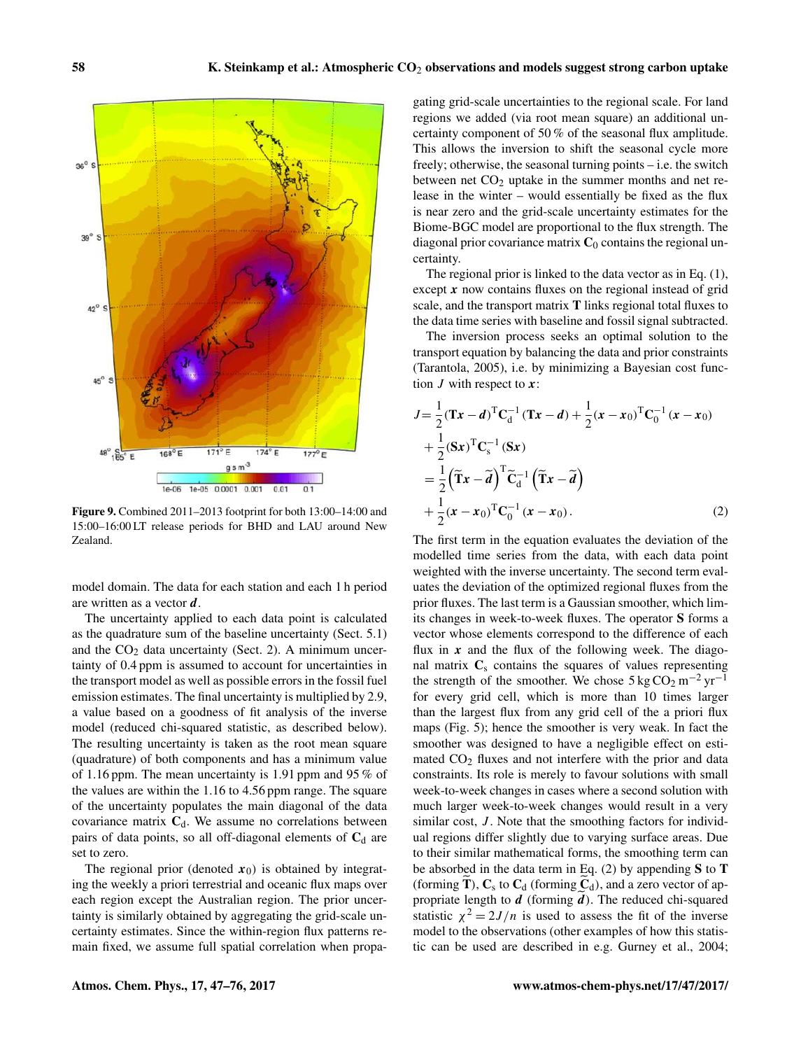Figure 9. Combined 2011–2013 footprint for both 13:00–14:00 and 15:00–16:00 LT release periods for BHD and LAU around New Zealand.

model domain. The data for each station and each 1 h period are written as a vector $\boldsymbol{d}$.

The uncertainty applied to each data point is calculated as the quadrature sum of the baseline uncertainty (Sect. 5.1) and the $CO_2$ data uncertainty (Sect. 2). A minimum uncertainty of 0.4 ppm is assumed to account for uncertainties in the transport model as well as possible errors in the fossil fuel emission estimates. The final uncertainty is multiplied by 2.9, a value based on a goodness of fit analysis of the inverse model (reduced chi-squared statistic, as described below). The resulting uncertainty is taken as the root mean square (quadrature) of both components and has a minimum value of 1.16 ppm. The mean uncertainty is 1.91 ppm and 95 % of the values are within the 1.16 to 4.56 ppm range. The square of the uncertainty populates the main diagonal of the data covariance matrix $\mathbf{C}_\mathrm{d}$. We assume no correlations between pairs of data points, so all off-diagonal elements of $\mathbf{C}_\mathrm{d}$ are set to zero.

The regional prior (denoted $\boldsymbol{x}_0$) is obtained by integrating the weekly a priori terrestrial and oceanic flux maps over each region except the Australian region. The prior uncertainty is similarly obtained by aggregating the grid-scale uncertainty estimates. Since the within-region flux patterns remain fixed, we assume full spatial correlation when propagating grid-scale uncertainties to the regional scale. For land regions we added (via root mean square) an additional uncertainty component of 50 % of the seasonal flux amplitude. This allows the inversion to shift the seasonal cycle more freely; otherwise, the seasonal turning points – i.e. the switch between net $CO_2$ uptake in the summer months and net release in the winter – would essentially be fixed as the flux is near zero and the grid-scale uncertainty estimates for the Biome-BGC model are proportional to the flux strength. The diagonal prior covariance matrix $\mathbf{C}_0$ contains the regional uncertainty.

The regional prior is linked to the data vector as in Eq. (1), except $\boldsymbol{x}$ now contains fluxes on the regional instead of grid scale, and the transport matrix $\mathbf{T}$ links regional total fluxes to the data time series with baseline and fossil signal subtracted.

The inversion process seeks an optimal solution to the transport equation by balancing the data and prior constraints (Tarantola, 2005), i.e. by minimizing a Bayesian cost function $J$ with respect to $\boldsymbol{x}$:

$$
\begin{aligned}
J = & \frac{1}{2}(\mathbf{T}\boldsymbol{x} - \boldsymbol{d})^\mathrm{T}\mathbf{C}_\mathrm{d}^{-1}(\mathbf{T}\boldsymbol{x} - \boldsymbol{d}) + \frac{1}{2}(\boldsymbol{x} - \boldsymbol{x}_0)^\mathrm{T}\mathbf{C}_0^{-1}(\boldsymbol{x} - \boldsymbol{x}_0) \\
& + \frac{1}{2}(\mathbf{S}\boldsymbol{x})^\mathrm{T}\mathbf{C}_\mathrm{s}^{-1}(\mathbf{S}\boldsymbol{x}) \\
= & \frac{1}{2}\left(\widetilde{\mathbf{T}}\boldsymbol{x} - \widetilde{\boldsymbol{d}}\right)^\mathrm{T}\widetilde{\mathbf{C}}_\mathrm{d}^{-1}\left(\widetilde{\mathbf{T}}\boldsymbol{x} - \widetilde{\boldsymbol{d}}\right) \\
& + \frac{1}{2}(\boldsymbol{x} - \boldsymbol{x}_0)^\mathrm{T}\mathbf{C}_0^{-1}(\boldsymbol{x} - \boldsymbol{x}_0).
\end{aligned}
\tag{2}
$$

The first term in the equation evaluates the deviation of the modelled time series from the data, with each data point weighted with the inverse uncertainty. The second term evaluates the deviation of the optimized regional fluxes from the prior fluxes. The last term is a Gaussian smoother, which limits changes in week-to-week fluxes. The operator $\mathbf{S}$ forms a vector whose elements correspond to the difference of each flux in $\boldsymbol{x}$ and the flux of the following week. The diagonal matrix $\mathbf{C}_\mathrm{s}$ contains the squares of values representing the strength of the smoother. We chose $5\,\mathrm{kg\,CO_2\,m^{-2}\,yr^{-1}}$ for every grid cell, which is more than 10 times larger than the largest flux from any grid cell of the a priori flux maps (Fig. 5); hence the smoother is very weak. In fact the smoother was designed to have a negligible effect on estimated $CO_2$ fluxes and not interfere with the prior and data constraints. Its role is merely to favour solutions with small week-to-week changes in cases where a second solution with much larger week-to-week changes would result in a very similar cost, $J$. Note that the smoothing factors for individual regions differ slightly due to varying surface areas. Due to their similar mathematical forms, the smoothing term can be absorbed in the data term in Eq. (2) by appending $\mathbf{S}$ to $\mathbf{T}$ (forming $\widetilde{\mathbf{T}}$), $\mathbf{C}_\mathrm{s}$ to $\mathbf{C}_\mathrm{d}$ (forming $\widetilde{\mathbf{C}}_\mathrm{d}$), and a zero vector of appropriate length to $\boldsymbol{d}$ (forming $\widetilde{\boldsymbol{d}}$). The reduced chi-squared statistic $\chi^2 = 2J/n$ is used to assess the fit of the inverse model to the observations (other examples of how this statistic can be used are described in e.g. Gurney et al., 2004;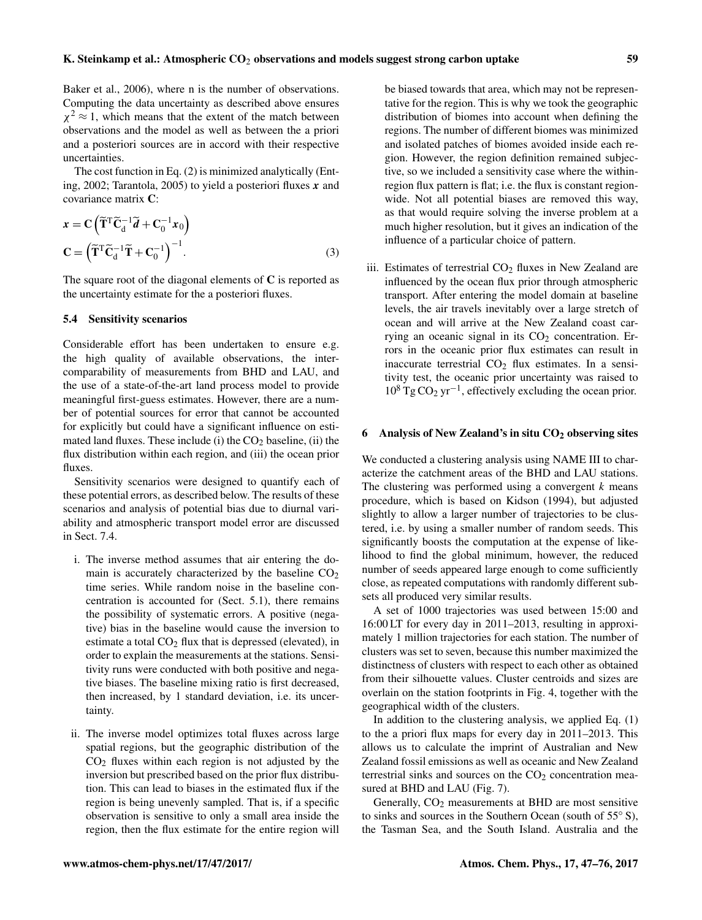Baker et al., 2006), where n is the number of observations. Computing the data uncertainty as described above ensures $\chi^2 \approx 1$, which means that the extent of the match between observations and the model as well as between the a priori and a posteriori sources are in accord with their respective uncertainties.

The cost function in Eq. (2) is minimized analytically (Enting, 2002; Tarantola, 2005) to yield a posteriori fluxes $\boldsymbol{x}$ and covariance matrix $\mathbf{C}$:

$$\boldsymbol{x} = \mathbf{C}\left(\widetilde{\mathbf{T}}^{\mathrm{T}}\widetilde{\mathbf{C}}_{\mathrm{d}}^{-1}\widetilde{\boldsymbol{d}} + \mathbf{C}_0^{-1}\boldsymbol{x}_0\right)$$
$$\mathbf{C} = \left(\widetilde{\mathbf{T}}^{\mathrm{T}}\widetilde{\mathbf{C}}_{\mathrm{d}}^{-1}\widetilde{\mathbf{T}} + \mathbf{C}_0^{-1}\right)^{-1}. \quad (3)$$

The square root of the diagonal elements of $\mathbf{C}$ is reported as the uncertainty estimate for the a posteriori fluxes.

### 5.4 Sensitivity scenarios

Considerable effort has been undertaken to ensure e.g. the high quality of available observations, the intercomparability of measurements from BHD and LAU, and the use of a state-of-the-art land process model to provide meaningful first-guess estimates. However, there are a number of potential sources for error that cannot be accounted for explicitly but could have a significant influence on estimated land fluxes. These include (i) the $CO_2$ baseline, (ii) the flux distribution within each region, and (iii) the ocean prior fluxes.

Sensitivity scenarios were designed to quantify each of these potential errors, as described below. The results of these scenarios and analysis of potential bias due to diurnal variability and atmospheric transport model error are discussed in Sect. 7.4.

i. The inverse method assumes that air entering the domain is accurately characterized by the baseline $CO_2$ time series. While random noise in the baseline concentration is accounted for (Sect. 5.1), there remains the possibility of systematic errors. A positive (negative) bias in the baseline would cause the inversion to estimate a total $CO_2$ flux that is depressed (elevated), in order to explain the measurements at the stations. Sensitivity runs were conducted with both positive and negative biases. The baseline mixing ratio is first decreased, then increased, by 1 standard deviation, i.e. its uncertainty.

ii. The inverse model optimizes total fluxes across large spatial regions, but the geographic distribution of the $CO_2$ fluxes within each region is not adjusted by the inversion but prescribed based on the prior flux distribution. This can lead to biases in the estimated flux if the region is being unevenly sampled. That is, if a specific observation is sensitive to only a small area inside the region, then the flux estimate for the entire region will be biased towards that area, which may not be representative for the region. This is why we took the geographic distribution of biomes into account when defining the regions. The number of different biomes was minimized and isolated patches of biomes avoided inside each region. However, the region definition remained subjective, so we included a sensitivity case where the within-region flux pattern is flat; i.e. the flux is constant region-wide. Not all potential biases are removed this way, as that would require solving the inverse problem at a much higher resolution, but it gives an indication of the influence of a particular choice of pattern.

iii. Estimates of terrestrial $CO_2$ fluxes in New Zealand are influenced by the ocean flux prior through atmospheric transport. After entering the model domain at baseline levels, the air travels inevitably over a large stretch of ocean and will arrive at the New Zealand coast carrying an oceanic signal in its $CO_2$ concentration. Errors in the oceanic prior flux estimates can result in inaccurate terrestrial $CO_2$ flux estimates. In a sensitivity test, the oceanic prior uncertainty was raised to $10^8$ Tg $CO_2$ yr$^{-1}$, effectively excluding the ocean prior.

## 6 Analysis of New Zealand's in situ $CO_2$ observing sites

We conducted a clustering analysis using NAME III to characterize the catchment areas of the BHD and LAU stations. The clustering was performed using a convergent $k$ means procedure, which is based on Kidson (1994), but adjusted slightly to allow a larger number of trajectories to be clustered, i.e. by using a smaller number of random seeds. This significantly boosts the computation at the expense of likelihood to find the global minimum, however, the reduced number of seeds appeared large enough to come sufficiently close, as repeated computations with randomly different subsets all produced very similar results.

A set of 1000 trajectories was used between 15:00 and 16:00 LT for every day in 2011–2013, resulting in approximately 1 million trajectories for each station. The number of clusters was set to seven, because this number maximized the distinctness of clusters with respect to each other as obtained from their silhouette values. Cluster centroids and sizes are overlain on the station footprints in Fig. 4, together with the geographical width of the clusters.

In addition to the clustering analysis, we applied Eq. (1) to the a priori flux maps for every day in 2011–2013. This allows us to calculate the imprint of Australian and New Zealand fossil emissions as well as oceanic and New Zealand terrestrial sinks and sources on the $CO_2$ concentration measured at BHD and LAU (Fig. 7).

Generally, $CO_2$ measurements at BHD are most sensitive to sinks and sources in the Southern Ocean (south of 55° S), the Tasman Sea, and the South Island. Australia and the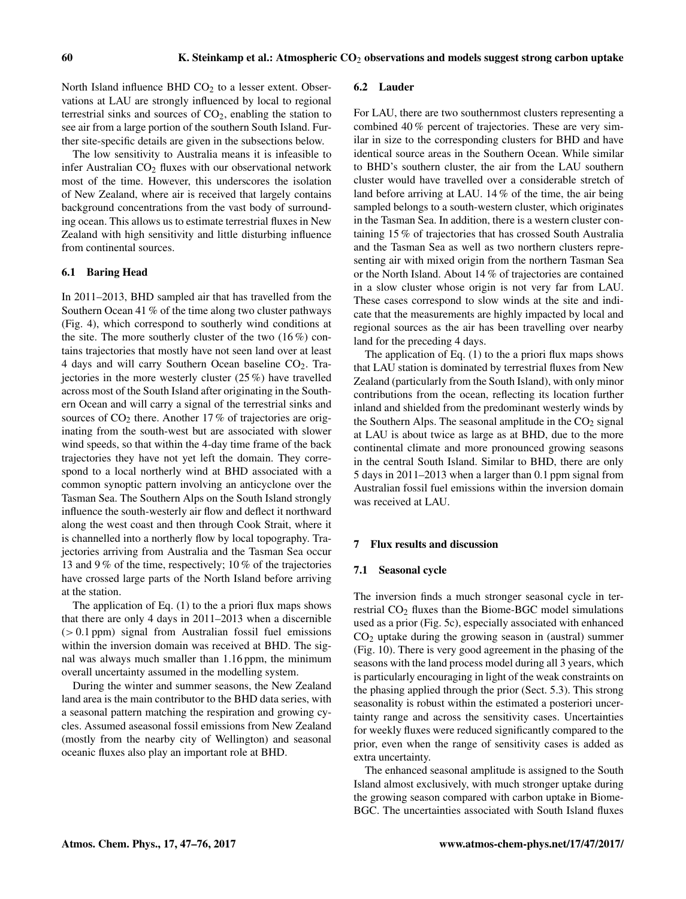North Island influence BHD $CO_2$ to a lesser extent. Observations at LAU are strongly influenced by local to regional terrestrial sinks and sources of $CO_2$, enabling the station to see air from a large portion of the southern South Island. Further site-specific details are given in the subsections below.

The low sensitivity to Australia means it is infeasible to infer Australian $CO_2$ fluxes with our observational network most of the time. However, this underscores the isolation of New Zealand, where air is received that largely contains background concentrations from the vast body of surrounding ocean. This allows us to estimate terrestrial fluxes in New Zealand with high sensitivity and little disturbing influence from continental sources.

### 6.1 Baring Head

In 2011–2013, BHD sampled air that has travelled from the Southern Ocean 41 % of the time along two cluster pathways (Fig. 4), which correspond to southerly wind conditions at the site. The more southerly cluster of the two (16 %) contains trajectories that mostly have not seen land over at least 4 days and will carry Southern Ocean baseline $CO_2$. Trajectories in the more westerly cluster (25 %) have travelled across most of the South Island after originating in the Southern Ocean and will carry a signal of the terrestrial sinks and sources of $CO_2$ there. Another 17 % of trajectories are originating from the south-west but are associated with slower wind speeds, so that within the 4-day time frame of the back trajectories they have not yet left the domain. They correspond to a local northerly wind at BHD associated with a common synoptic pattern involving an anticyclone over the Tasman Sea. The Southern Alps on the South Island strongly influence the south-westerly air flow and deflect it northward along the west coast and then through Cook Strait, where it is channelled into a northerly flow by local topography. Trajectories arriving from Australia and the Tasman Sea occur 13 and 9 % of the time, respectively; 10 % of the trajectories have crossed large parts of the North Island before arriving at the station.

The application of Eq. (1) to the a priori flux maps shows that there are only 4 days in 2011–2013 when a discernible ($> 0.1$ ppm) signal from Australian fossil fuel emissions within the inversion domain was received at BHD. The signal was always much smaller than 1.16 ppm, the minimum overall uncertainty assumed in the modelling system.

During the winter and summer seasons, the New Zealand land area is the main contributor to the BHD data series, with a seasonal pattern matching the respiration and growing cycles. Assumed aseasonal fossil emissions from New Zealand (mostly from the nearby city of Wellington) and seasonal oceanic fluxes also play an important role at BHD.

### 6.2 Lauder

For LAU, there are two southernmost clusters representing a combined 40 % percent of trajectories. These are very similar in size to the corresponding clusters for BHD and have identical source areas in the Southern Ocean. While similar to BHD's southern cluster, the air from the LAU southern cluster would have travelled over a considerable stretch of land before arriving at LAU. 14 % of the time, the air being sampled belongs to a south-western cluster, which originates in the Tasman Sea. In addition, there is a western cluster containing 15 % of trajectories that has crossed South Australia and the Tasman Sea as well as two northern clusters representing air with mixed origin from the northern Tasman Sea or the North Island. About 14 % of trajectories are contained in a slow cluster whose origin is not very far from LAU. These cases correspond to slow winds at the site and indicate that the measurements are highly impacted by local and regional sources as the air has been travelling over nearby land for the preceding 4 days.

The application of Eq. (1) to the a priori flux maps shows that LAU station is dominated by terrestrial fluxes from New Zealand (particularly from the South Island), with only minor contributions from the ocean, reflecting its location further inland and shielded from the predominant westerly winds by the Southern Alps. The seasonal amplitude in the $CO_2$ signal at LAU is about twice as large as at BHD, due to the more continental climate and more pronounced growing seasons in the central South Island. Similar to BHD, there are only 5 days in 2011–2013 when a larger than 0.1 ppm signal from Australian fossil fuel emissions within the inversion domain was received at LAU.

## 7 Flux results and discussion

### 7.1 Seasonal cycle

The inversion finds a much stronger seasonal cycle in terrestrial $CO_2$ fluxes than the Biome-BGC model simulations used as a prior (Fig. 5c), especially associated with enhanced $CO_2$ uptake during the growing season in (austral) summer (Fig. 10). There is very good agreement in the phasing of the seasons with the land process model during all 3 years, which is particularly encouraging in light of the weak constraints on the phasing applied through the prior (Sect. 5.3). This strong seasonality is robust within the estimated a posteriori uncertainty range and across the sensitivity cases. Uncertainties for weekly fluxes were reduced significantly compared to the prior, even when the range of sensitivity cases is added as extra uncertainty.

The enhanced seasonal amplitude is assigned to the South Island almost exclusively, with much stronger uptake during the growing season compared with carbon uptake in Biome-BGC. The uncertainties associated with South Island fluxes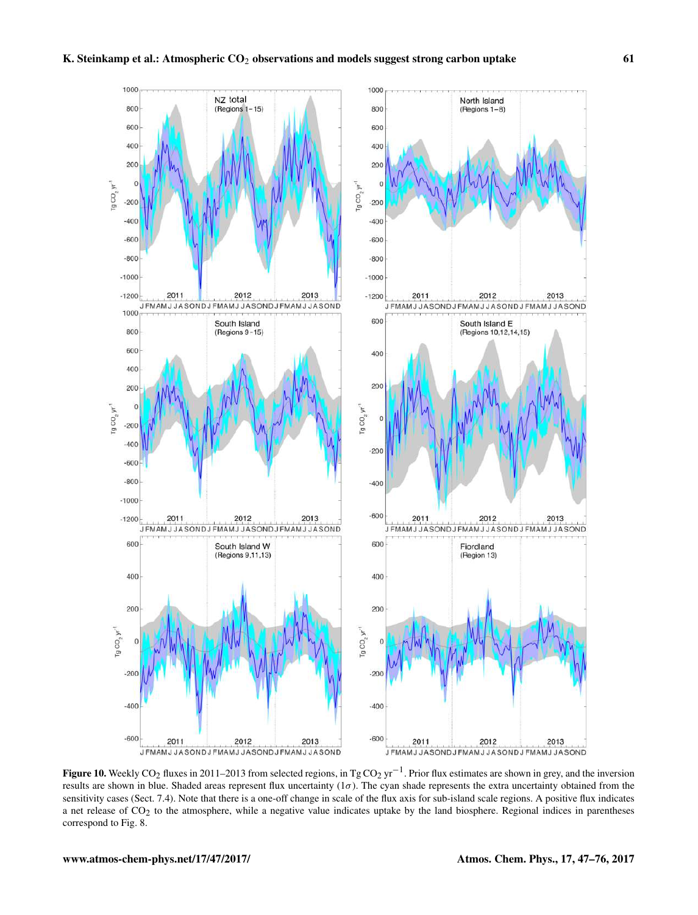**Figure 10.** Weekly $CO_2$ fluxes in 2011–2013 from selected regions, in Tg $CO_2$ $yr^{-1}$. Prior flux estimates are shown in grey, and the inversion results are shown in blue. Shaded areas represent flux uncertainty ($1\sigma$). The cyan shade represents the extra uncertainty obtained from the sensitivity cases (Sect. 7.4). Note that there is a one-off change in scale of the flux axis for sub-island scale regions. A positive flux indicates a net release of $CO_2$ to the atmosphere, while a negative value indicates uptake by the land biosphere. Regional indices in parentheses correspond to Fig. 8.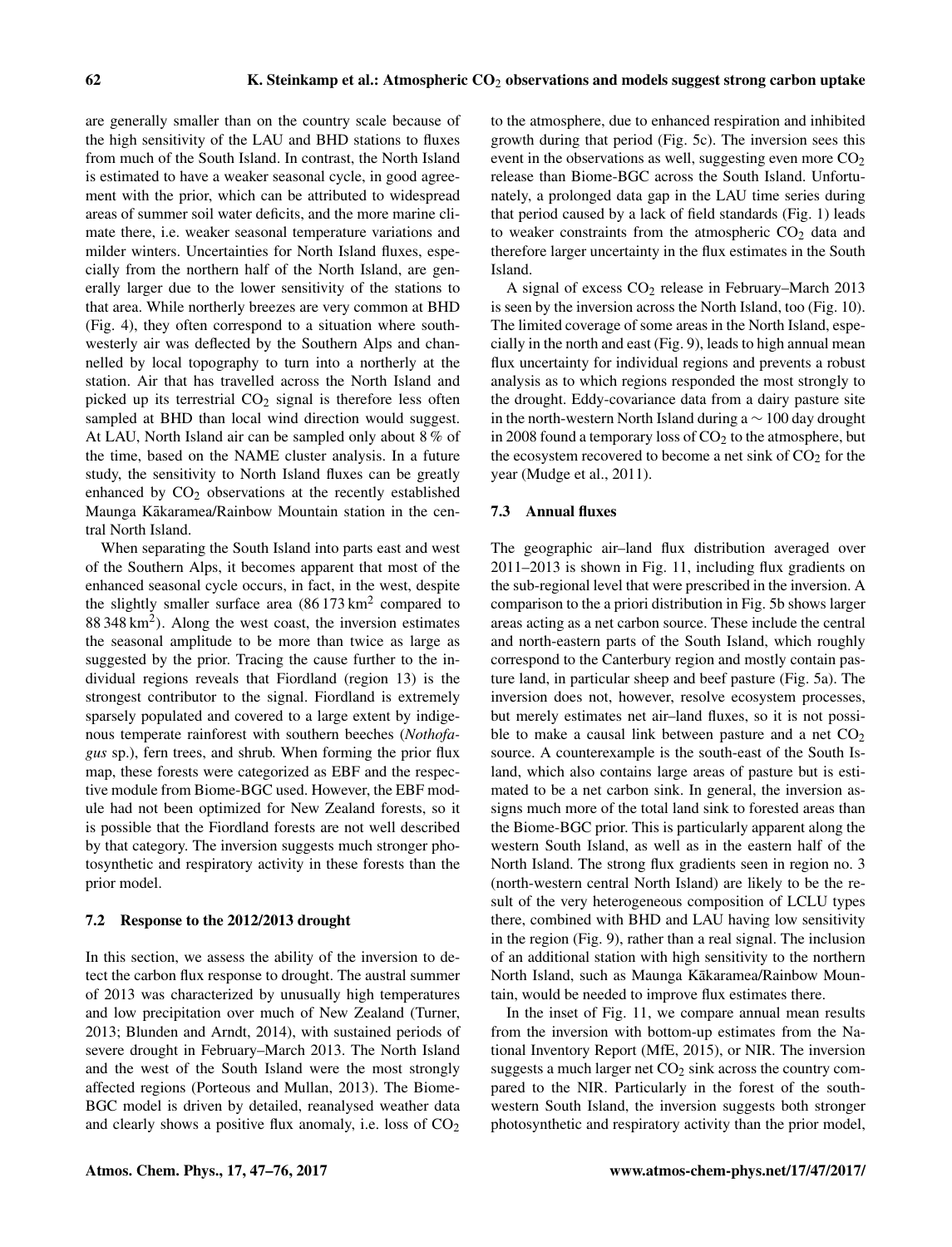are generally smaller than on the country scale because of the high sensitivity of the LAU and BHD stations to fluxes from much of the South Island. In contrast, the North Island is estimated to have a weaker seasonal cycle, in good agreement with the prior, which can be attributed to widespread areas of summer soil water deficits, and the more marine climate there, i.e. weaker seasonal temperature variations and milder winters. Uncertainties for North Island fluxes, especially from the northern half of the North Island, are generally larger due to the lower sensitivity of the stations to that area. While northerly breezes are very common at BHD (Fig. 4), they often correspond to a situation where southwesterly air was deflected by the Southern Alps and channelled by local topography to turn into a northerly at the station. Air that has travelled across the North Island and picked up its terrestrial $CO_2$ signal is therefore less often sampled at BHD than local wind direction would suggest. At LAU, North Island air can be sampled only about 8 % of the time, based on the NAME cluster analysis. In a future study, the sensitivity to North Island fluxes can be greatly enhanced by $CO_2$ observations at the recently established Maunga Kākaramea/Rainbow Mountain station in the central North Island.

When separating the South Island into parts east and west of the Southern Alps, it becomes apparent that most of the enhanced seasonal cycle occurs, in fact, in the west, despite the slightly smaller surface area (86 173 $km^2$ compared to 88 348 $km^2$). Along the west coast, the inversion estimates the seasonal amplitude to be more than twice as large as suggested by the prior. Tracing the cause further to the individual regions reveals that Fiordland (region 13) is the strongest contributor to the signal. Fiordland is extremely sparsely populated and covered to a large extent by indigenous temperate rainforest with southern beeches (*Nothofagus* sp.), fern trees, and shrub. When forming the prior flux map, these forests were categorized as EBF and the respective module from Biome-BGC used. However, the EBF module had not been optimized for New Zealand forests, so it is possible that the Fiordland forests are not well described by that category. The inversion suggests much stronger photosynthetic and respiratory activity in these forests than the prior model.

### 7.2 Response to the 2012/2013 drought

In this section, we assess the ability of the inversion to detect the carbon flux response to drought. The austral summer of 2013 was characterized by unusually high temperatures and low precipitation over much of New Zealand (Turner, 2013; Blunden and Arndt, 2014), with sustained periods of severe drought in February–March 2013. The North Island and the west of the South Island were the most strongly affected regions (Porteous and Mullan, 2013). The Biome-BGC model is driven by detailed, reanalysed weather data and clearly shows a positive flux anomaly, i.e. loss of $CO_2$ to the atmosphere, due to enhanced respiration and inhibited growth during that period (Fig. 5c). The inversion sees this event in the observations as well, suggesting even more $CO_2$ release than Biome-BGC across the South Island. Unfortunately, a prolonged data gap in the LAU time series during that period caused by a lack of field standards (Fig. 1) leads to weaker constraints from the atmospheric $CO_2$ data and therefore larger uncertainty in the flux estimates in the South Island.

A signal of excess $CO_2$ release in February–March 2013 is seen by the inversion across the North Island, too (Fig. 10). The limited coverage of some areas in the North Island, especially in the north and east (Fig. 9), leads to high annual mean flux uncertainty for individual regions and prevents a robust analysis as to which regions responded the most strongly to the drought. Eddy-covariance data from a dairy pasture site in the north-western North Island during a ~ 100 day drought in 2008 found a temporary loss of $CO_2$ to the atmosphere, but the ecosystem recovered to become a net sink of $CO_2$ for the year (Mudge et al., 2011).

### 7.3 Annual fluxes

The geographic air–land flux distribution averaged over 2011–2013 is shown in Fig. 11, including flux gradients on the sub-regional level that were prescribed in the inversion. A comparison to the a priori distribution in Fig. 5b shows larger areas acting as a net carbon source. These include the central and north-eastern parts of the South Island, which roughly correspond to the Canterbury region and mostly contain pasture land, in particular sheep and beef pasture (Fig. 5a). The inversion does not, however, resolve ecosystem processes, but merely estimates net air–land fluxes, so it is not possible to make a causal link between pasture and a net $CO_2$ source. A counterexample is the south-east of the South Island, which also contains large areas of pasture but is estimated to be a net carbon sink. In general, the inversion assigns much more of the total land sink to forested areas than the Biome-BGC prior. This is particularly apparent along the western South Island, as well as in the eastern half of the North Island. The strong flux gradients seen in region no. 3 (north-western central North Island) are likely to be the result of the very heterogeneous composition of LCLU types there, combined with BHD and LAU having low sensitivity in the region (Fig. 9), rather than a real signal. The inclusion of an additional station with high sensitivity to the northern North Island, such as Maunga Kākaramea/Rainbow Mountain, would be needed to improve flux estimates there.

In the inset of Fig. 11, we compare annual mean results from the inversion with bottom-up estimates from the National Inventory Report (MfE, 2015), or NIR. The inversion suggests a much larger net $CO_2$ sink across the country compared to the NIR. Particularly in the forest of the south-western South Island, the inversion suggests both stronger photosynthetic and respiratory activity than the prior model,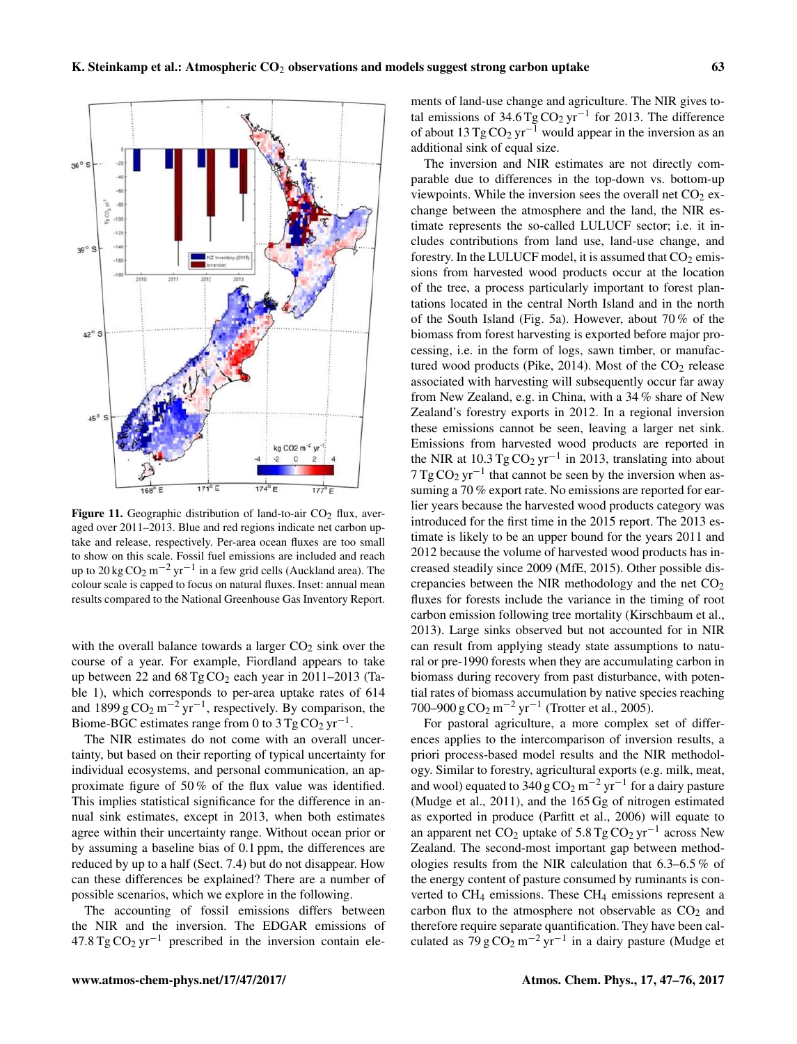**Figure 11.** Geographic distribution of land-to-air $CO_2$ flux, averaged over 2011–2013. Blue and red regions indicate net carbon uptake and release, respectively. Per-area ocean fluxes are too small to show on this scale. Fossil fuel emissions are included and reach up to $20\,kg\,CO_2\,m^{-2}\,yr^{-1}$ in a few grid cells (Auckland area). The colour scale is capped to focus on natural fluxes. Inset: annual mean results compared to the National Greenhouse Gas Inventory Report.

with the overall balance towards a larger $CO_2$ sink over the course of a year. For example, Fiordland appears to take up between 22 and $68\,Tg\,CO_2$ each year in 2011–2013 (Table 1), which corresponds to per-area uptake rates of 614 and $1899\,g\,CO_2\,m^{-2}\,yr^{-1}$, respectively. By comparison, the Biome-BGC estimates range from 0 to $3\,Tg\,CO_2\,yr^{-1}$.

The NIR estimates do not come with an overall uncertainty, but based on their reporting of typical uncertainty for individual ecosystems, and personal communication, an approximate figure of 50 % of the flux value was identified. This implies statistical significance for the difference in annual sink estimates, except in 2013, when both estimates agree within their uncertainty range. Without ocean prior or by assuming a baseline bias of 0.1 ppm, the differences are reduced by up to a half (Sect. 7.4) but do not disappear. How can these differences be explained? There are a number of possible scenarios, which we explore in the following.

The accounting of fossil emissions differs between the NIR and the inversion. The EDGAR emissions of $47.8\,Tg\,CO_2\,yr^{-1}$ prescribed in the inversion contain elements of land-use change and agriculture. The NIR gives total emissions of $34.6\,Tg\,CO_2\,yr^{-1}$ for 2013. The difference of about $13\,Tg\,CO_2\,yr^{-1}$ would appear in the inversion as an additional sink of equal size.

The inversion and NIR estimates are not directly comparable due to differences in the top-down vs. bottom-up viewpoints. While the inversion sees the overall net $CO_2$ exchange between the atmosphere and the land, the NIR estimate represents the so-called LULUCF sector; i.e. it includes contributions from land use, land-use change, and forestry. In the LULUCF model, it is assumed that $CO_2$ emissions from harvested wood products occur at the location of the tree, a process particularly important to forest plantations located in the central North Island and in the north of the South Island (Fig. 5a). However, about 70 % of the biomass from forest harvesting is exported before major processing, i.e. in the form of logs, sawn timber, or manufactured wood products (Pike, 2014). Most of the $CO_2$ release associated with harvesting will subsequently occur far away from New Zealand, e.g. in China, with a 34 % share of New Zealand's forestry exports in 2012. In a regional inversion these emissions cannot be seen, leaving a larger net sink. Emissions from harvested wood products are reported in the NIR at $10.3\,Tg\,CO_2\,yr^{-1}$ in 2013, translating into about $7\,Tg\,CO_2\,yr^{-1}$ that cannot be seen by the inversion when assuming a 70 % export rate. No emissions are reported for earlier years because the harvested wood products category was introduced for the first time in the 2015 report. The 2013 estimate is likely to be an upper bound for the years 2011 and 2012 because the volume of harvested wood products has increased steadily since 2009 (MfE, 2015). Other possible discrepancies between the NIR methodology and the net $CO_2$ fluxes for forests include the variance in the timing of root carbon emission following tree mortality (Kirschbaum et al., 2013). Large sinks observed but not accounted for in NIR can result from applying steady state assumptions to natural or pre-1990 forests when they are accumulating carbon in biomass during recovery from past disturbance, with potential rates of biomass accumulation by native species reaching 700–900 $g\,CO_2\,m^{-2}\,yr^{-1}$ (Trotter et al., 2005).

For pastoral agriculture, a more complex set of differences applies to the intercomparison of inversion results, a priori process-based model results and the NIR methodology. Similar to forestry, agricultural exports (e.g. milk, meat, and wool) equated to $340\,g\,CO_2\,m^{-2}\,yr^{-1}$ for a dairy pasture (Mudge et al., 2011), and the 165 Gg of nitrogen estimated as exported in produce (Parfitt et al., 2006) will equate to an apparent net $CO_2$ uptake of $5.8\,Tg\,CO_2\,yr^{-1}$ across New Zealand. The second-most important gap between methodologies results from the NIR calculation that 6.3–6.5 % of the energy content of pasture consumed by ruminants is converted to $CH_4$ emissions. These $CH_4$ emissions represent a carbon flux to the atmosphere not observable as $CO_2$ and therefore require separate quantification. They have been calculated as $79\,g\,CO_2\,m^{-2}\,yr^{-1}$ in a dairy pasture (Mudge et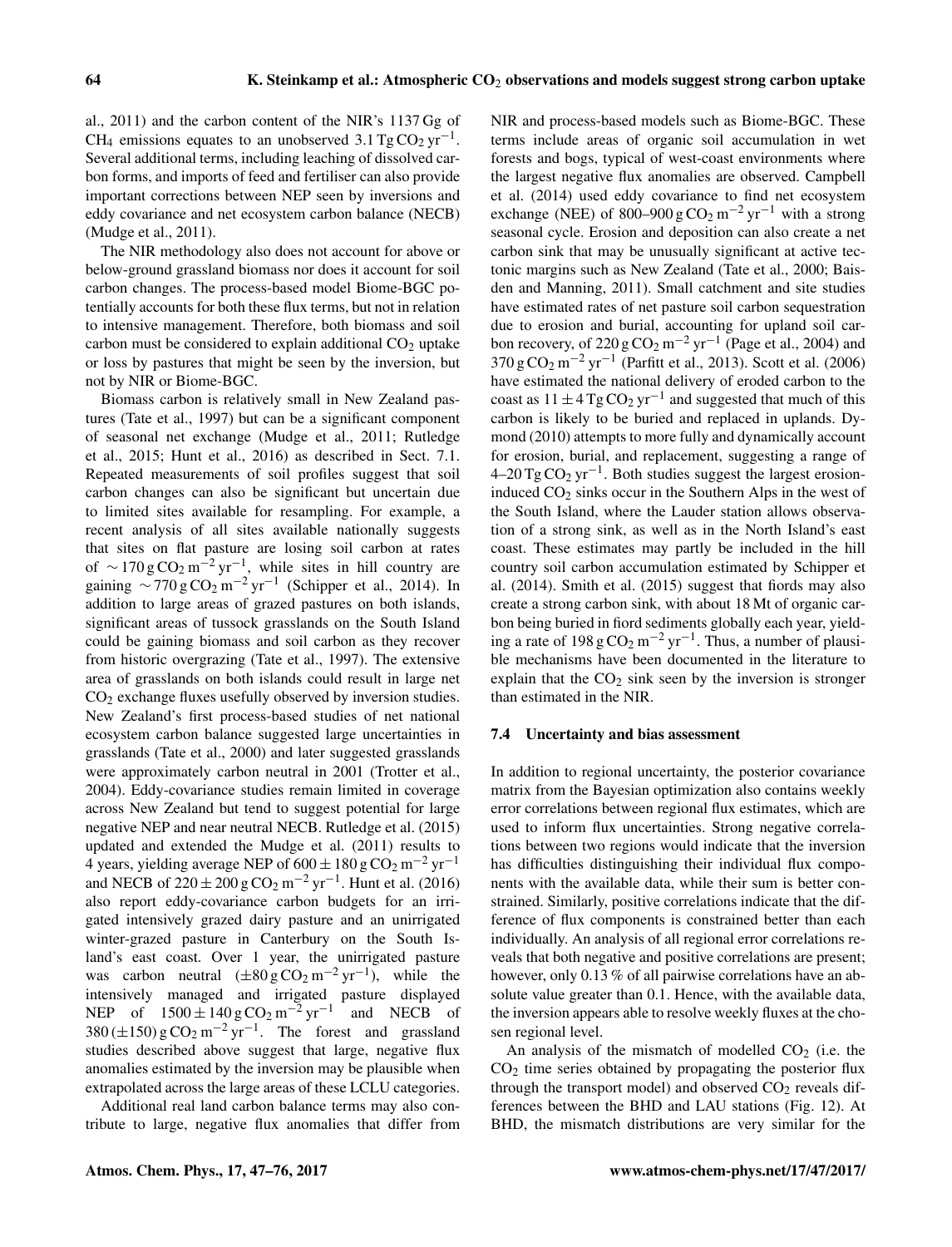al., 2011) and the carbon content of the NIR's 1137 Gg of $CH_4$ emissions equates to an unobserved $3.1\,\mathrm{Tg\,CO_2\,yr^{-1}}$. Several additional terms, including leaching of dissolved carbon forms, and imports of feed and fertiliser can also provide important corrections between NEP seen by inversions and eddy covariance and net ecosystem carbon balance (NECB) (Mudge et al., 2011).

The NIR methodology also does not account for above or below-ground grassland biomass nor does it account for soil carbon changes. The process-based model Biome-BGC potentially accounts for both these flux terms, but not in relation to intensive management. Therefore, both biomass and soil carbon must be considered to explain additional $CO_2$ uptake or loss by pastures that might be seen by the inversion, but not by NIR or Biome-BGC.

Biomass carbon is relatively small in New Zealand pastures (Tate et al., 1997) but can be a significant component of seasonal net exchange (Mudge et al., 2011; Rutledge et al., 2015; Hunt et al., 2016) as described in Sect. 7.1. Repeated measurements of soil profiles suggest that soil carbon changes can also be significant but uncertain due to limited sites available for resampling. For example, a recent analysis of all sites available nationally suggests that sites on flat pasture are losing soil carbon at rates of $\sim 170\,\mathrm{g\,CO_2\,m^{-2}\,yr^{-1}}$, while sites in hill country are gaining $\sim 770\,\mathrm{g\,CO_2\,m^{-2}\,yr^{-1}}$ (Schipper et al., 2014). In addition to large areas of grazed pastures on both islands, significant areas of tussock grasslands on the South Island could be gaining biomass and soil carbon as they recover from historic overgrazing (Tate et al., 1997). The extensive area of grasslands on both islands could result in large net $CO_2$ exchange fluxes usefully observed by inversion studies. New Zealand's first process-based studies of net national ecosystem carbon balance suggested large uncertainties in grasslands (Tate et al., 2000) and later suggested grasslands were approximately carbon neutral in 2001 (Trotter et al., 2004). Eddy-covariance studies remain limited in coverage across New Zealand but tend to suggest potential for large negative NEP and near neutral NECB. Rutledge et al. (2015) updated and extended the Mudge et al. (2011) results to 4 years, yielding average NEP of $600 \pm 180\,\mathrm{g\,CO_2\,m^{-2}\,yr^{-1}}$ and NECB of $220 \pm 200\,\mathrm{g\,CO_2\,m^{-2}\,yr^{-1}}$. Hunt et al. (2016) also report eddy-covariance carbon budgets for an irrigated intensively grazed dairy pasture and an unirrigated winter-grazed pasture in Canterbury on the South Island's east coast. Over 1 year, the unirrigated pasture was carbon neutral ($\pm 80\,\mathrm{g\,CO_2\,m^{-2}\,yr^{-1}}$), while the intensively managed and irrigated pasture displayed NEP of $1500 \pm 140\,\mathrm{g\,CO_2\,m^{-2}\,yr^{-1}}$ and NECB of $380\,(\pm 150)\,\mathrm{g\,CO_2\,m^{-2}\,yr^{-1}}$. The forest and grassland studies described above suggest that large, negative flux anomalies estimated by the inversion may be plausible when extrapolated across the large areas of these LCLU categories.

Additional real land carbon balance terms may also contribute to large, negative flux anomalies that differ from NIR and process-based models such as Biome-BGC. These terms include areas of organic soil accumulation in wet forests and bogs, typical of west-coast environments where the largest negative flux anomalies are observed. Campbell et al. (2014) used eddy covariance to find net ecosystem exchange (NEE) of 800–900 $\mathrm{g\,CO_2\,m^{-2}\,yr^{-1}}$ with a strong seasonal cycle. Erosion and deposition can also create a net carbon sink that may be unusually significant at active tectonic margins such as New Zealand (Tate et al., 2000; Baisden and Manning, 2011). Small catchment and site studies have estimated rates of net pasture soil carbon sequestration due to erosion and burial, accounting for upland soil carbon recovery, of $220\,\mathrm{g\,CO_2\,m^{-2}\,yr^{-1}}$ (Page et al., 2004) and $370\,\mathrm{g\,CO_2\,m^{-2}\,yr^{-1}}$ (Parfitt et al., 2013). Scott et al. (2006) have estimated the national delivery of eroded carbon to the coast as $11 \pm 4\,\mathrm{Tg\,CO_2\,yr^{-1}}$ and suggested that much of this carbon is likely to be buried and replaced in uplands. Dymond (2010) attempts to more fully and dynamically account for erosion, burial, and replacement, suggesting a range of 4–20 $\mathrm{Tg\,CO_2\,yr^{-1}}$. Both studies suggest the largest erosion-induced $CO_2$ sinks occur in the Southern Alps in the west of the South Island, where the Lauder station allows observation of a strong sink, as well as in the North Island's east coast. These estimates may partly be included in the hill country soil carbon accumulation estimated by Schipper et al. (2014). Smith et al. (2015) suggest that fiords may also create a strong carbon sink, with about 18 Mt of organic carbon being buried in fiord sediments globally each year, yielding a rate of $198\,\mathrm{g\,CO_2\,m^{-2}\,yr^{-1}}$. Thus, a number of plausible mechanisms have been documented in the literature to explain that the $CO_2$ sink seen by the inversion is stronger than estimated in the NIR.

### 7.4 Uncertainty and bias assessment

In addition to regional uncertainty, the posterior covariance matrix from the Bayesian optimization also contains weekly error correlations between regional flux estimates, which are used to inform flux uncertainties. Strong negative correlations between two regions would indicate that the inversion has difficulties distinguishing their individual flux components with the available data, while their sum is better constrained. Similarly, positive correlations indicate that the difference of flux components is constrained better than each individually. An analysis of all regional error correlations reveals that both negative and positive correlations are present; however, only 0.13 % of all pairwise correlations have an absolute value greater than 0.1. Hence, with the available data, the inversion appears able to resolve weekly fluxes at the chosen regional level.

An analysis of the mismatch of modelled $CO_2$ (i.e. the $CO_2$ time series obtained by propagating the posterior flux through the transport model) and observed $CO_2$ reveals differences between the BHD and LAU stations (Fig. 12). At BHD, the mismatch distributions are very similar for the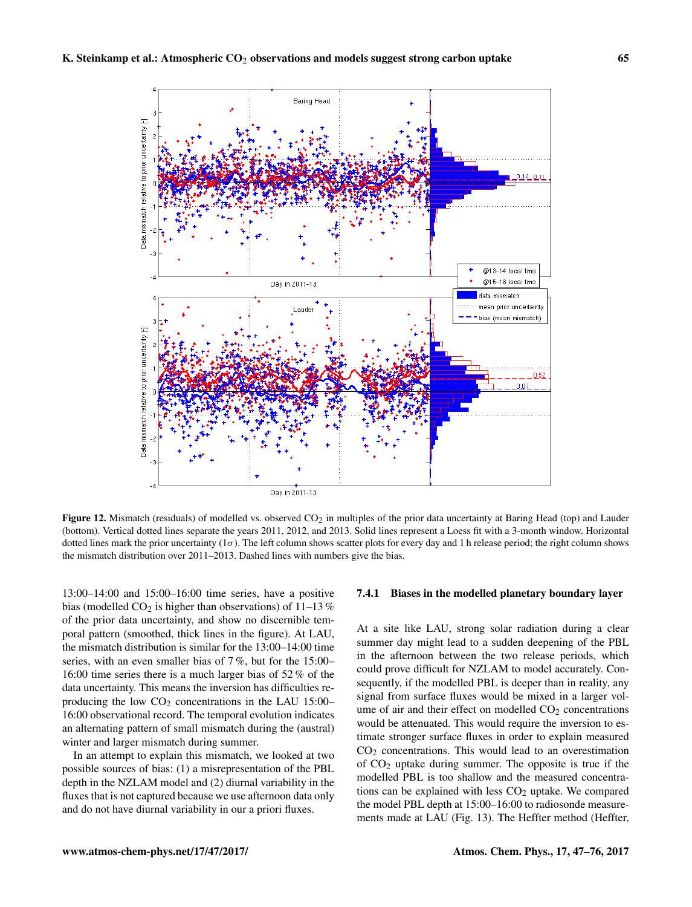**Figure 12.** Mismatch (residuals) of modelled vs. observed $CO_2$ in multiples of the prior data uncertainty at Baring Head (top) and Lauder (bottom). Vertical dotted lines separate the years 2011, 2012, and 2013. Solid lines represent a Loess fit with a 3-month window. Horizontal dotted lines mark the prior uncertainty ($1\sigma$). The left column shows scatter plots for every day and 1 h release period; the right column shows the mismatch distribution over 2011–2013. Dashed lines with numbers give the bias.

13:00–14:00 and 15:00–16:00 time series, have a positive bias (modelled $CO_2$ is higher than observations) of 11–13 % of the prior data uncertainty, and show no discernible temporal pattern (smoothed, thick lines in the figure). At LAU, the mismatch distribution is similar for the 13:00–14:00 time series, with an even smaller bias of 7 %, but for the 15:00–16:00 time series there is a much larger bias of 52 % of the data uncertainty. This means the inversion has difficulties reproducing the low $CO_2$ concentrations in the LAU 15:00–16:00 observational record. The temporal evolution indicates an alternating pattern of small mismatch during the (austral) winter and larger mismatch during summer.

In an attempt to explain this mismatch, we looked at two possible sources of bias: (1) a misrepresentation of the PBL depth in the NZLAM model and (2) diurnal variability in the fluxes that is not captured because we use afternoon data only and do not have diurnal variability in our a priori fluxes.

### 7.4.1 Biases in the modelled planetary boundary layer

At a site like LAU, strong solar radiation during a clear summer day might lead to a sudden deepening of the PBL in the afternoon between the two release periods, which could prove difficult for NZLAM to model accurately. Consequently, if the modelled PBL is deeper than in reality, any signal from surface fluxes would be mixed in a larger volume of air and their effect on modelled $CO_2$ concentrations would be attenuated. This would require the inversion to estimate stronger surface fluxes in order to explain measured $CO_2$ concentrations. This would lead to an overestimation of $CO_2$ uptake during summer. The opposite is true if the modelled PBL is too shallow and the measured concentrations can be explained with less $CO_2$ uptake. We compared the model PBL depth at 15:00–16:00 to radiosonde measurements made at LAU (Fig. 13). The Heffter method (Heffter,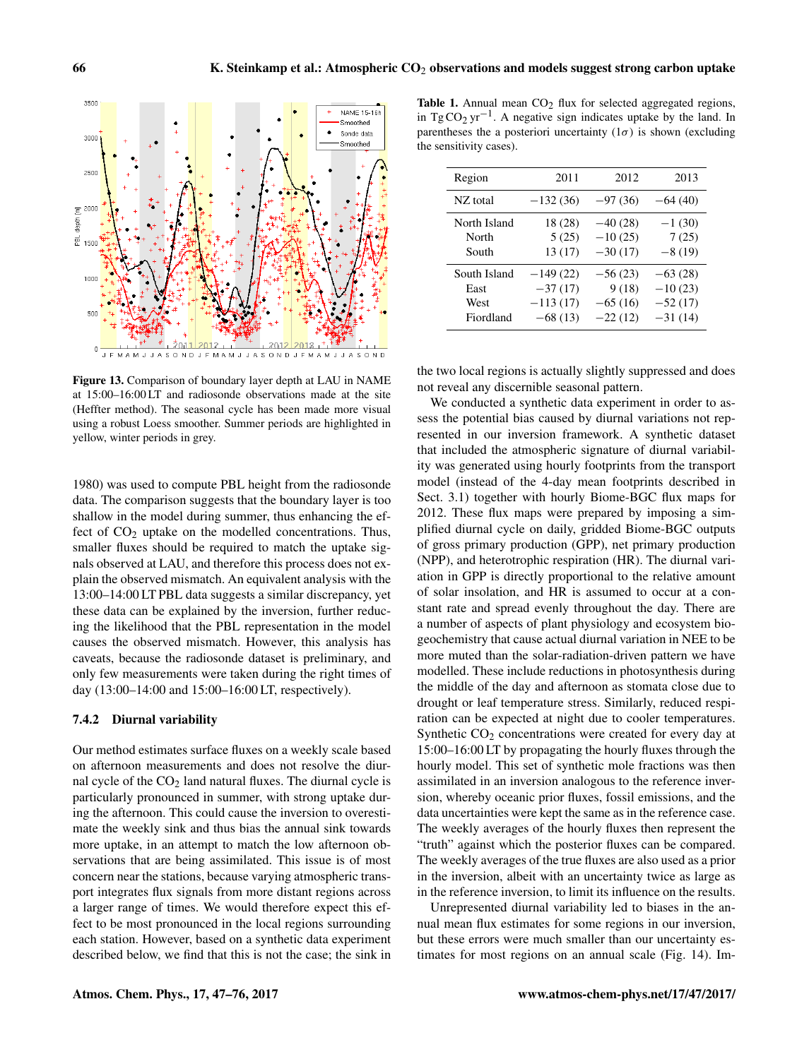Figure 13. Comparison of boundary layer depth at LAU in NAME at 15:00–16:00 LT and radiosonde observations made at the site (Heffter method). The seasonal cycle has been made more visual using a robust Loess smoother. Summer periods are highlighted in yellow, winter periods in grey.

1980) was used to compute PBL height from the radiosonde data. The comparison suggests that the boundary layer is too shallow in the model during summer, thus enhancing the effect of $CO_2$ uptake on the modelled concentrations. Thus, smaller fluxes should be required to match the uptake signals observed at LAU, and therefore this process does not explain the observed mismatch. An equivalent analysis with the 13:00–14:00 LT PBL data suggests a similar discrepancy, yet these data can be explained by the inversion, further reducing the likelihood that the PBL representation in the model causes the observed mismatch. However, this analysis has caveats, because the radiosonde dataset is preliminary, and only few measurements were taken during the right times of day (13:00–14:00 and 15:00–16:00 LT, respectively).

### 7.4.2 Diurnal variability

Our method estimates surface fluxes on a weekly scale based on afternoon measurements and does not resolve the diurnal cycle of the $CO_2$ land natural fluxes. The diurnal cycle is particularly pronounced in summer, with strong uptake during the afternoon. This could cause the inversion to overestimate the weekly sink and thus bias the annual sink towards more uptake, in an attempt to match the low afternoon observations that are being assimilated. This issue is of most concern near the stations, because varying atmospheric transport integrates flux signals from more distant regions across a larger range of times. We would therefore expect this effect to be most pronounced in the local regions surrounding each station. However, based on a synthetic data experiment described below, we find that this is not the case; the sink in the two local regions is actually slightly suppressed and does not reveal any discernible seasonal pattern.

**Table 1.** Annual mean $CO_2$ flux for selected aggregated regions, in $Tg\,CO_2\,yr^{-1}$. A negative sign indicates uptake by the land. In parentheses the a posteriori uncertainty ($1\sigma$) is shown (excluding the sensitivity cases).

| Region | 2011 | 2012 | 2013 |
|---|---|---|---|
| NZ total | −132 (36) | −97 (36) | −64 (40) |
| North Island | 18 (28) | −40 (28) | −1 (30) |
| North | 5 (25) | −10 (25) | 7 (25) |
| South | 13 (17) | −30 (17) | −8 (19) |
| South Island | −149 (22) | −56 (23) | −63 (28) |
| East | −37 (17) | 9 (18) | −10 (23) |
| West | −113 (17) | −65 (16) | −52 (17) |
| Fiordland | −68 (13) | −22 (12) | −31 (14) |

We conducted a synthetic data experiment in order to assess the potential bias caused by diurnal variations not represented in our inversion framework. A synthetic dataset that included the atmospheric signature of diurnal variability was generated using hourly footprints from the transport model (instead of the 4-day mean footprints described in Sect. 3.1) together with hourly Biome-BGC flux maps for 2012. These flux maps were prepared by imposing a simplified diurnal cycle on daily, gridded Biome-BGC outputs of gross primary production (GPP), net primary production (NPP), and heterotrophic respiration (HR). The diurnal variation in GPP is directly proportional to the relative amount of solar insolation, and HR is assumed to occur at a constant rate and spread evenly throughout the day. There are a number of aspects of plant physiology and ecosystem biogeochemistry that cause actual diurnal variation in NEE to be more muted than the solar-radiation-driven pattern we have modelled. These include reductions in photosynthesis during the middle of the day and afternoon as stomata close due to drought or leaf temperature stress. Similarly, reduced respiration can be expected at night due to cooler temperatures. Synthetic $CO_2$ concentrations were created for every day at 15:00–16:00 LT by propagating the hourly fluxes through the hourly model. This set of synthetic mole fractions was then assimilated in an inversion analogous to the reference inversion, whereby oceanic prior fluxes, fossil emissions, and the data uncertainties were kept the same as in the reference case. The weekly averages of the hourly fluxes then represent the "truth" against which the posterior fluxes can be compared. The weekly averages of the true fluxes are also used as a prior in the inversion, albeit with an uncertainty twice as large as in the reference inversion, to limit its influence on the results.

Unrepresented diurnal variability led to biases in the annual mean flux estimates for some regions in our inversion, but these errors were much smaller than our uncertainty estimates for most regions on an annual scale (Fig. 14). Im-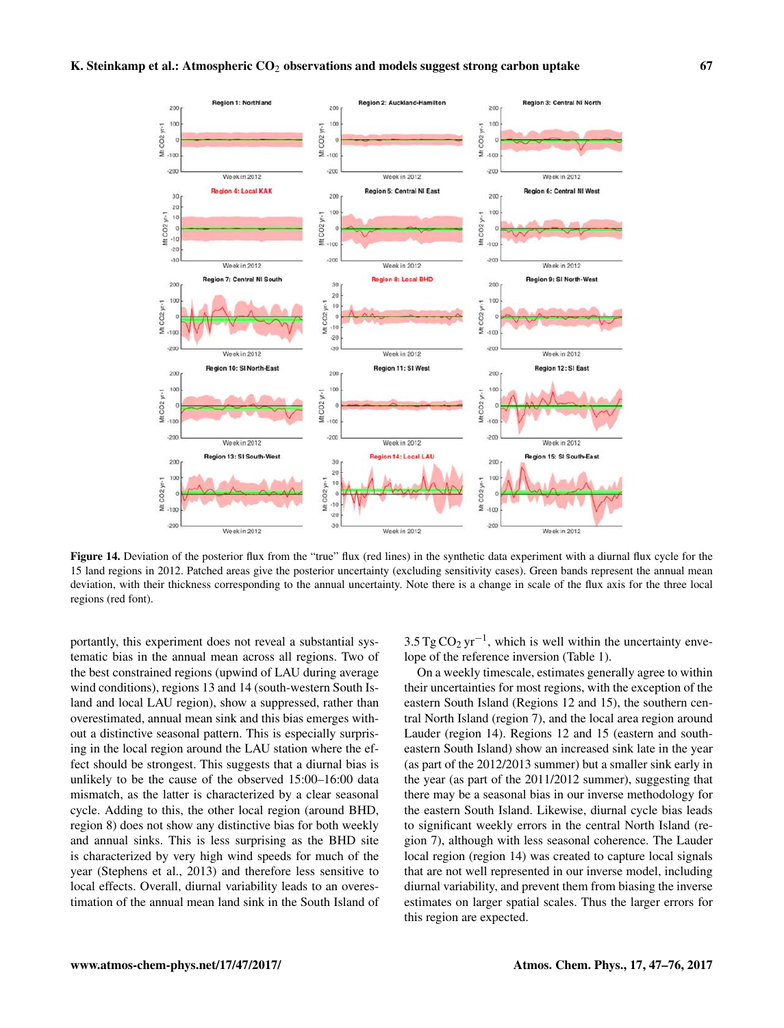Figure 14. Deviation of the posterior flux from the "true" flux (red lines) in the synthetic data experiment with a diurnal flux cycle for the 15 land regions in 2012. Patched areas give the posterior uncertainty (excluding sensitivity cases). Green bands represent the annual mean deviation, with their thickness corresponding to the annual uncertainty. Note there is a change in scale of the flux axis for the three local regions (red font).

portantly, this experiment does not reveal a substantial systematic bias in the annual mean across all regions. Two of the best constrained regions (upwind of LAU during average wind conditions), regions 13 and 14 (south-western South Island and local LAU region), show a suppressed, rather than overestimated, annual mean sink and this bias emerges without a distinctive seasonal pattern. This is especially surprising in the local region around the LAU station where the effect should be strongest. This suggests that a diurnal bias is unlikely to be the cause of the observed 15:00–16:00 data mismatch, as the latter is characterized by a clear seasonal cycle. Adding to this, the other local region (around BHD, region 8) does not show any distinctive bias for both weekly and annual sinks. This is less surprising as the BHD site is characterized by very high wind speeds for much of the year (Stephens et al., 2013) and therefore less sensitive to local effects. Overall, diurnal variability leads to an overestimation of the annual mean land sink in the South Island of 3.5 Tg $CO_2$ $yr^{-1}$, which is well within the uncertainty envelope of the reference inversion (Table 1).

On a weekly timescale, estimates generally agree to within their uncertainties for most regions, with the exception of the eastern South Island (Regions 12 and 15), the southern central North Island (region 7), and the local area region around Lauder (region 14). Regions 12 and 15 (eastern and south-eastern South Island) show an increased sink late in the year (as part of the 2012/2013 summer) but a smaller sink early in the year (as part of the 2011/2012 summer), suggesting that there may be a seasonal bias in our inverse methodology for the eastern South Island. Likewise, diurnal cycle bias leads to significant weekly errors in the central North Island (region 7), although with less seasonal coherence. The Lauder local region (region 14) was created to capture local signals that are not well represented in our inverse model, including diurnal variability, and prevent them from biasing the inverse estimates on larger spatial scales. Thus the larger errors for this region are expected.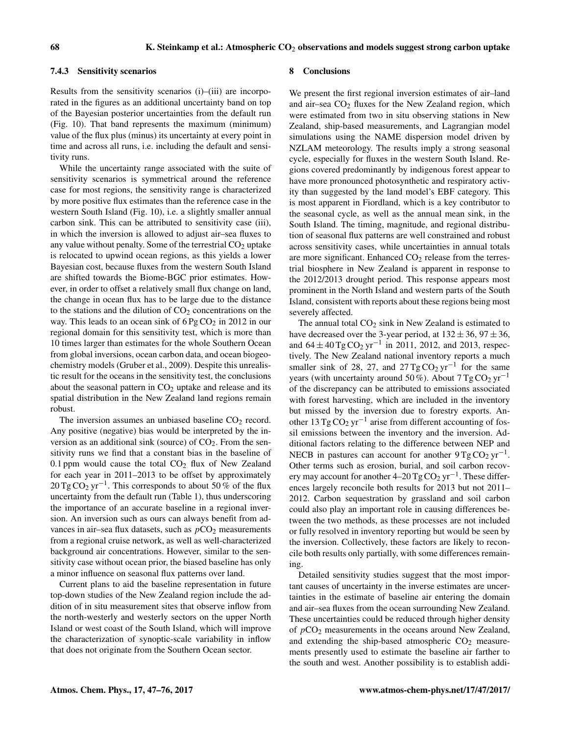### 7.4.3 Sensitivity scenarios

Results from the sensitivity scenarios (i)–(iii) are incorporated in the figures as an additional uncertainty band on top of the Bayesian posterior uncertainties from the default run (Fig. 10). That band represents the maximum (minimum) value of the flux plus (minus) its uncertainty at every point in time and across all runs, i.e. including the default and sensitivity runs.

While the uncertainty range associated with the suite of sensitivity scenarios is symmetrical around the reference case for most regions, the sensitivity range is characterized by more positive flux estimates than the reference case in the western South Island (Fig. 10), i.e. a slightly smaller annual carbon sink. This can be attributed to sensitivity case (iii), in which the inversion is allowed to adjust air–sea fluxes to any value without penalty. Some of the terrestrial $CO_2$ uptake is relocated to upwind ocean regions, as this yields a lower Bayesian cost, because fluxes from the western South Island are shifted towards the Biome-BGC prior estimates. However, in order to offset a relatively small flux change on land, the change in ocean flux has to be large due to the distance to the stations and the dilution of $CO_2$ concentrations on the way. This leads to an ocean sink of $6\,\mathrm{Pg\,CO_2}$ in 2012 in our regional domain for this sensitivity test, which is more than 10 times larger than estimates for the whole Southern Ocean from global inversions, ocean carbon data, and ocean biogeochemistry models (Gruber et al., 2009). Despite this unrealistic result for the oceans in the sensitivity test, the conclusions about the seasonal pattern in $CO_2$ uptake and release and its spatial distribution in the New Zealand land regions remain robust.

The inversion assumes an unbiased baseline $CO_2$ record. Any positive (negative) bias would be interpreted by the inversion as an additional sink (source) of $CO_2$. From the sensitivity runs we find that a constant bias in the baseline of 0.1 ppm would cause the total $CO_2$ flux of New Zealand for each year in 2011–2013 to be offset by approximately $20\,\mathrm{Tg\,CO_2\,yr^{-1}}$. This corresponds to about 50 % of the flux uncertainty from the default run (Table 1), thus underscoring the importance of an accurate baseline in a regional inversion. An inversion such as ours can always benefit from advances in air–sea flux datasets, such as $p\mathrm{CO_2}$ measurements from a regional cruise network, as well as well-characterized background air concentrations. However, similar to the sensitivity case without ocean prior, the biased baseline has only a minor influence on seasonal flux patterns over land.

Current plans to aid the baseline representation in future top-down studies of the New Zealand region include the addition of in situ measurement sites that observe inflow from the north-westerly and westerly sectors on the upper North Island or west coast of the South Island, which will improve the characterization of synoptic-scale variability in inflow that does not originate from the Southern Ocean sector.

## 8 Conclusions

We present the first regional inversion estimates of air–land and air–sea $CO_2$ fluxes for the New Zealand region, which were estimated from two in situ observing stations in New Zealand, ship-based measurements, and Lagrangian model simulations using the NAME dispersion model driven by NZLAM meteorology. The results imply a strong seasonal cycle, especially for fluxes in the western South Island. Regions covered predominantly by indigenous forest appear to have more pronounced photosynthetic and respiratory activity than suggested by the land model's EBF category. This is most apparent in Fiordland, which is a key contributor to the seasonal cycle, as well as the annual mean sink, in the South Island. The timing, magnitude, and regional distribution of seasonal flux patterns are well constrained and robust across sensitivity cases, while uncertainties in annual totals are more significant. Enhanced $CO_2$ release from the terrestrial biosphere in New Zealand is apparent in response to the 2012/2013 drought period. This response appears most prominent in the North Island and western parts of the South Island, consistent with reports about these regions being most severely affected.

The annual total $CO_2$ sink in New Zealand is estimated to have decreased over the 3-year period, at $132 \pm 36$, $97 \pm 36$, and $64 \pm 40\,\mathrm{Tg\,CO_2\,yr^{-1}}$ in 2011, 2012, and 2013, respectively. The New Zealand national inventory reports a much smaller sink of 28, 27, and $27\,\mathrm{Tg\,CO_2\,yr^{-1}}$ for the same years (with uncertainty around 50 %). About $7\,\mathrm{Tg\,CO_2\,yr^{-1}}$ of the discrepancy can be attributed to emissions associated with forest harvesting, which are included in the inventory but missed by the inversion due to forestry exports. Another $13\,\mathrm{Tg\,CO_2\,yr^{-1}}$ arise from different accounting of fossil emissions between the inventory and the inversion. Additional factors relating to the difference between NEP and NECB in pastures can account for another $9\,\mathrm{Tg\,CO_2\,yr^{-1}}$. Other terms such as erosion, burial, and soil carbon recovery may account for another 4–$20\,\mathrm{Tg\,CO_2\,yr^{-1}}$. These differences largely reconcile both results for 2013 but not 2011–2012. Carbon sequestration by grassland and soil carbon could also play an important role in causing differences between the two methods, as these processes are not included or fully resolved in inventory reporting but would be seen by the inversion. Collectively, these factors are likely to reconcile both results only partially, with some differences remaining.

Detailed sensitivity studies suggest that the most important causes of uncertainty in the inverse estimates are uncertainties in the estimate of baseline air entering the domain and air–sea fluxes from the ocean surrounding New Zealand. These uncertainties could be reduced through higher density of $p\mathrm{CO_2}$ measurements in the oceans around New Zealand, and extending the ship-based atmospheric $CO_2$ measurements presently used to estimate the baseline air farther to the south and west. Another possibility is to establish addi-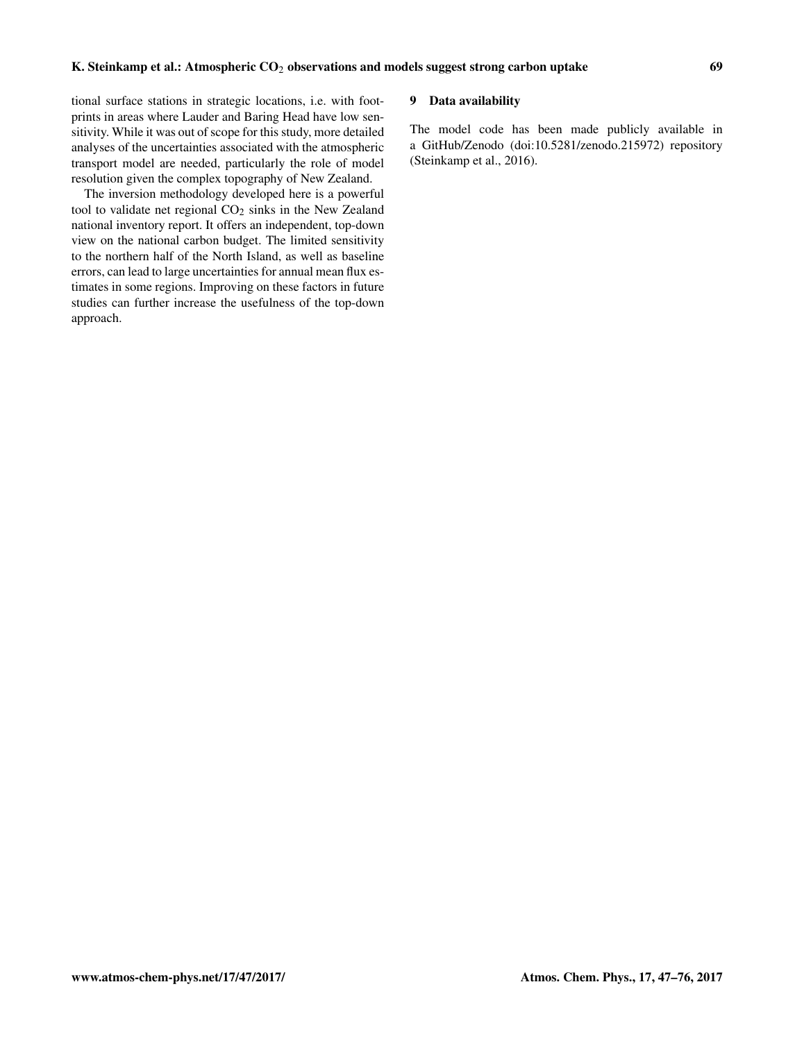tional surface stations in strategic locations, i.e. with footprints in areas where Lauder and Baring Head have low sensitivity. While it was out of scope for this study, more detailed analyses of the uncertainties associated with the atmospheric transport model are needed, particularly the role of model resolution given the complex topography of New Zealand.

The inversion methodology developed here is a powerful tool to validate net regional $CO_2$ sinks in the New Zealand national inventory report. It offers an independent, top-down view on the national carbon budget. The limited sensitivity to the northern half of the North Island, as well as baseline errors, can lead to large uncertainties for annual mean flux estimates in some regions. Improving on these factors in future studies can further increase the usefulness of the top-down approach.

## 9 Data availability

The model code has been made publicly available in a GitHub/Zenodo (doi:10.5281/zenodo.215972) repository (Steinkamp et al., 2016).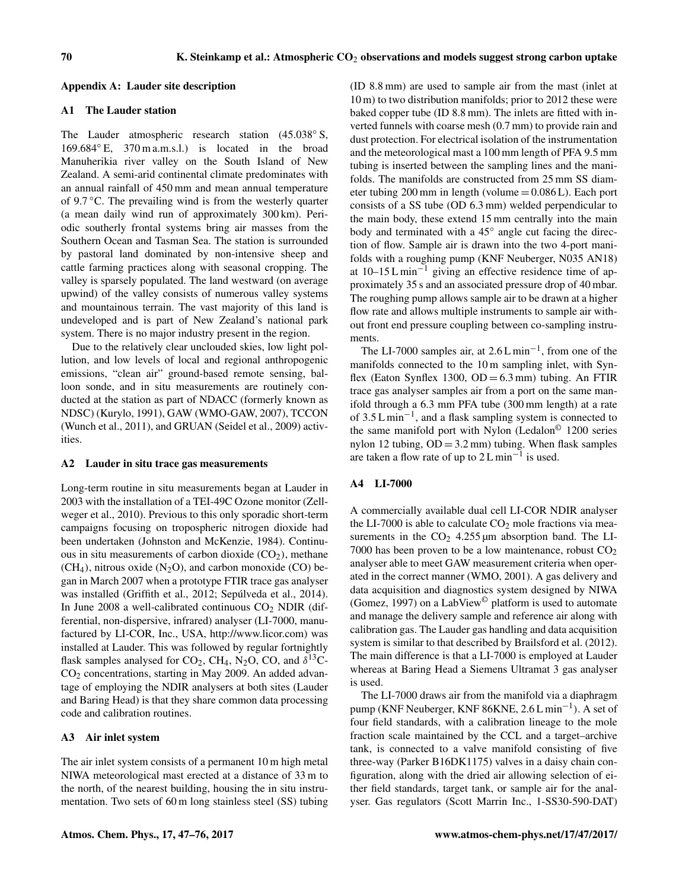## Appendix A: Lauder site description

### A1 The Lauder station

The Lauder atmospheric research station (45.038° S, 169.684° E, 370 m a.m.s.l.) is located in the broad Manuherikia river valley on the South Island of New Zealand. A semi-arid continental climate predominates with an annual rainfall of 450 mm and mean annual temperature of 9.7 °C. The prevailing wind is from the westerly quarter (a mean daily wind run of approximately 300 km). Periodic southerly frontal systems bring air masses from the Southern Ocean and Tasman Sea. The station is surrounded by pastoral land dominated by non-intensive sheep and cattle farming practices along with seasonal cropping. The valley is sparsely populated. The land westward (on average upwind) of the valley consists of numerous valley systems and mountainous terrain. The vast majority of this land is undeveloped and is part of New Zealand's national park system. There is no major industry present in the region.

Due to the relatively clear unclouded skies, low light pollution, and low levels of local and regional anthropogenic emissions, "clean air" ground-based remote sensing, balloon sonde, and in situ measurements are routinely conducted at the station as part of NDACC (formerly known as NDSC) (Kurylo, 1991), GAW (WMO-GAW, 2007), TCCON (Wunch et al., 2011), and GRUAN (Seidel et al., 2009) activities.

### A2 Lauder in situ trace gas measurements

Long-term routine in situ measurements began at Lauder in 2003 with the installation of a TEI-49C Ozone monitor (Zellweger et al., 2010). Previous to this only sporadic short-term campaigns focusing on tropospheric nitrogen dioxide had been undertaken (Johnston and McKenzie, 1984). Continuous in situ measurements of carbon dioxide ($CO_2$), methane ($CH_4$), nitrous oxide ($N_2O$), and carbon monoxide (CO) began in March 2007 when a prototype FTIR trace gas analyser was installed (Griffith et al., 2012; Sepúlveda et al., 2014). In June 2008 a well-calibrated continuous $CO_2$ NDIR (differential, non-dispersive, infrared) analyser (LI-7000, manufactured by LI-COR, Inc., USA, http://www.licor.com) was installed at Lauder. This was followed by regular fortnightly flask samples analysed for $CO_2$, $CH_4$, $N_2O$, CO, and $\delta^{13}C$-$CO_2$ concentrations, starting in May 2009. An added advantage of employing the NDIR analysers at both sites (Lauder and Baring Head) is that they share common data processing code and calibration routines.

### A3 Air inlet system

The air inlet system consists of a permanent 10 m high metal NIWA meteorological mast erected at a distance of 33 m to the north, of the nearest building, housing the in situ instrumentation. Two sets of 60 m long stainless steel (SS) tubing (ID 8.8 mm) are used to sample air from the mast (inlet at 10 m) to two distribution manifolds; prior to 2012 these were baked copper tube (ID 8.8 mm). The inlets are fitted with inverted funnels with coarse mesh (0.7 mm) to provide rain and dust protection. For electrical isolation of the instrumentation and the meteorological mast a 100 mm length of PFA 9.5 mm tubing is inserted between the sampling lines and the manifolds. The manifolds are constructed from 25 mm SS diameter tubing 200 mm in length (volume = 0.086 L). Each port consists of a SS tube (OD 6.3 mm) welded perpendicular to the main body, these extend 15 mm centrally into the main body and terminated with a 45° angle cut facing the direction of flow. Sample air is drawn into the two 4-port manifolds with a roughing pump (KNF Neuberger, N035 AN18) at 10–15 L min$^{-1}$ giving an effective residence time of approximately 35 s and an associated pressure drop of 40 mbar. The roughing pump allows sample air to be drawn at a higher flow rate and allows multiple instruments to sample air without front end pressure coupling between co-sampling instruments.

The LI-7000 samples air, at 2.6 L min$^{-1}$, from one of the manifolds connected to the 10 m sampling inlet, with Synflex (Eaton Synflex 1300, OD = 6.3 mm) tubing. An FTIR trace gas analyser samples air from a port on the same manifold through a 6.3 mm PFA tube (300 mm length) at a rate of 3.5 L min$^{-1}$, and a flask sampling system is connected to the same manifold port with Nylon (Ledalon© 1200 series nylon 12 tubing, OD = 3.2 mm) tubing. When flask samples are taken a flow rate of up to 2 L min$^{-1}$ is used.

### A4 LI-7000

A commercially available dual cell LI-COR NDIR analyser the LI-7000 is able to calculate $CO_2$ mole fractions via measurements in the $CO_2$ 4.255 µm absorption band. The LI-7000 has been proven to be a low maintenance, robust $CO_2$ analyser able to meet GAW measurement criteria when operated in the correct manner (WMO, 2001). A gas delivery and data acquisition and diagnostics system designed by NIWA (Gomez, 1997) on a LabView© platform is used to automate and manage the delivery sample and reference air along with calibration gas. The Lauder gas handling and data acquisition system is similar to that described by Brailsford et al. (2012). The main difference is that a LI-7000 is employed at Lauder whereas at Baring Head a Siemens Ultramat 3 gas analyser is used.

The LI-7000 draws air from the manifold via a diaphragm pump (KNF Neuberger, KNF 86KNE, 2.6 L min$^{-1}$). A set of four field standards, with a calibration lineage to the mole fraction scale maintained by the CCL and a target–archive tank, is connected to a valve manifold consisting of five three-way (Parker B16DK1175) valves in a daisy chain configuration, along with the dried air allowing selection of either field standards, target tank, or sample air for the analyser. Gas regulators (Scott Marrin Inc., 1-SS30-590-DAT)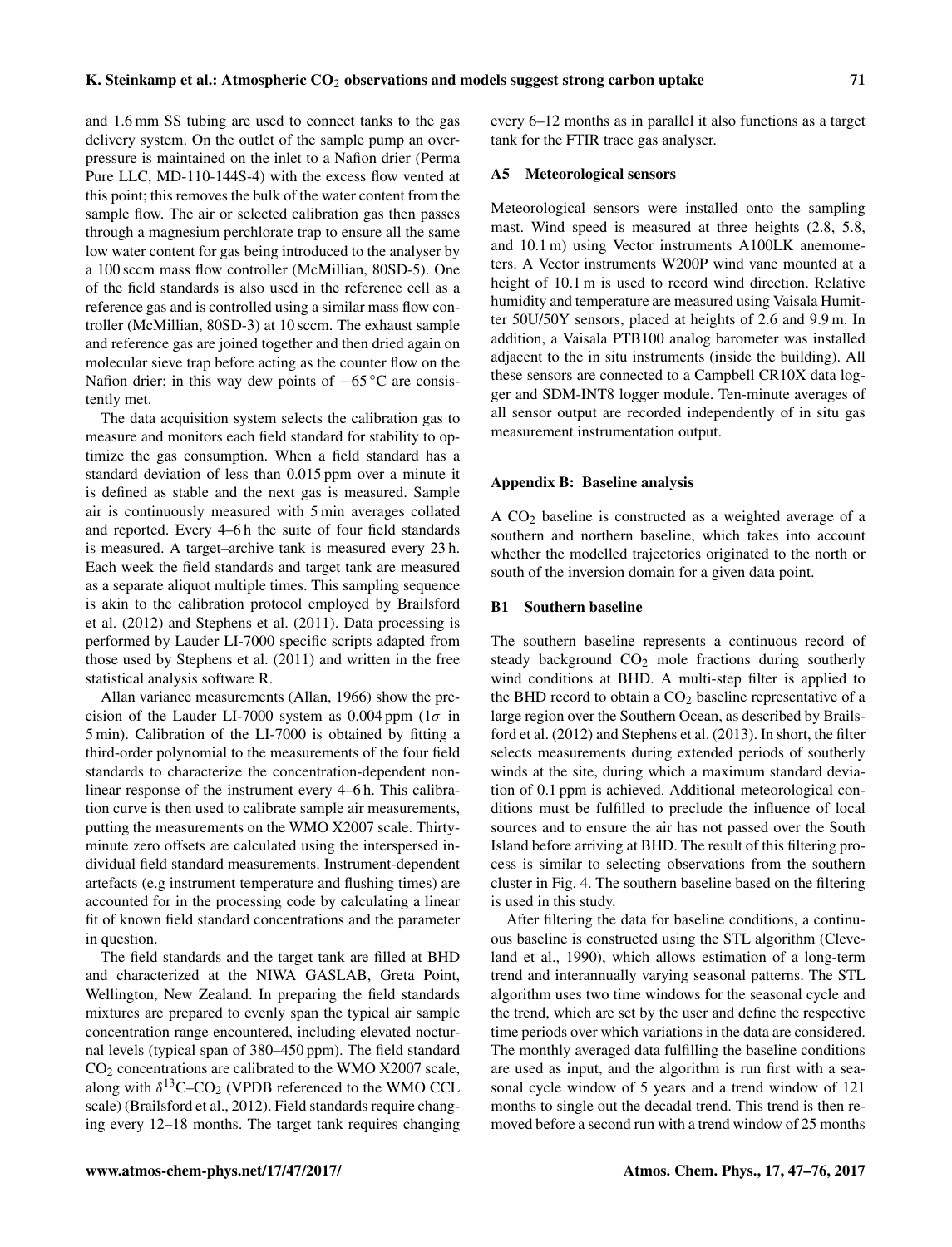and 1.6 mm SS tubing are used to connect tanks to the gas delivery system. On the outlet of the sample pump an overpressure is maintained on the inlet to a Nafion drier (Perma Pure LLC, MD-110-144S-4) with the excess flow vented at this point; this removes the bulk of the water content from the sample flow. The air or selected calibration gas then passes through a magnesium perchlorate trap to ensure all the same low water content for gas being introduced to the analyser by a 100 sccm mass flow controller (McMillian, 80SD-5). One of the field standards is also used in the reference cell as a reference gas and is controlled using a similar mass flow controller (McMillian, 80SD-3) at 10 sccm. The exhaust sample and reference gas are joined together and then dried again on molecular sieve trap before acting as the counter flow on the Nafion drier; in this way dew points of −65 °C are consistently met.

The data acquisition system selects the calibration gas to measure and monitors each field standard for stability to optimize the gas consumption. When a field standard has a standard deviation of less than 0.015 ppm over a minute it is defined as stable and the next gas is measured. Sample air is continuously measured with 5 min averages collated and reported. Every 4–6 h the suite of four field standards is measured. A target–archive tank is measured every 23 h. Each week the field standards and target tank are measured as a separate aliquot multiple times. This sampling sequence is akin to the calibration protocol employed by Brailsford et al. (2012) and Stephens et al. (2011). Data processing is performed by Lauder LI-7000 specific scripts adapted from those used by Stephens et al. (2011) and written in the free statistical analysis software R.

Allan variance measurements (Allan, 1966) show the precision of the Lauder LI-7000 system as 0.004 ppm ($1\sigma$ in 5 min). Calibration of the LI-7000 is obtained by fitting a third-order polynomial to the measurements of the four field standards to characterize the concentration-dependent nonlinear response of the instrument every 4–6 h. This calibration curve is then used to calibrate sample air measurements, putting the measurements on the WMO X2007 scale. Thirty-minute zero offsets are calculated using the interspersed individual field standard measurements. Instrument-dependent artefacts (e.g instrument temperature and flushing times) are accounted for in the processing code by calculating a linear fit of known field standard concentrations and the parameter in question.

The field standards and the target tank are filled at BHD and characterized at the NIWA GASLAB, Greta Point, Wellington, New Zealand. In preparing the field standards mixtures are prepared to evenly span the typical air sample concentration range encountered, including elevated nocturnal levels (typical span of 380–450 ppm). The field standard $CO_2$ concentrations are calibrated to the WMO X2007 scale, along with $\delta^{13}C$–$CO_2$ (VPDB referenced to the WMO CCL scale) (Brailsford et al., 2012). Field standards require changing every 12–18 months. The target tank requires changing every 6–12 months as in parallel it also functions as a target tank for the FTIR trace gas analyser.

### A5 Meteorological sensors

Meteorological sensors were installed onto the sampling mast. Wind speed is measured at three heights (2.8, 5.8, and 10.1 m) using Vector instruments A100LK anemometers. A Vector instruments W200P wind vane mounted at a height of 10.1 m is used to record wind direction. Relative humidity and temperature are measured using Vaisala Humitter 50U/50Y sensors, placed at heights of 2.6 and 9.9 m. In addition, a Vaisala PTB100 analog barometer was installed adjacent to the in situ instruments (inside the building). All these sensors are connected to a Campbell CR10X data logger and SDM-INT8 logger module. Ten-minute averages of all sensor output are recorded independently of in situ gas measurement instrumentation output.

## Appendix B: Baseline analysis

A $CO_2$ baseline is constructed as a weighted average of a southern and northern baseline, which takes into account whether the modelled trajectories originated to the north or south of the inversion domain for a given data point.

### B1 Southern baseline

The southern baseline represents a continuous record of steady background $CO_2$ mole fractions during southerly wind conditions at BHD. A multi-step filter is applied to the BHD record to obtain a $CO_2$ baseline representative of a large region over the Southern Ocean, as described by Brailsford et al. (2012) and Stephens et al. (2013). In short, the filter selects measurements during extended periods of southerly winds at the site, during which a maximum standard deviation of 0.1 ppm is achieved. Additional meteorological conditions must be fulfilled to preclude the influence of local sources and to ensure the air has not passed over the South Island before arriving at BHD. The result of this filtering process is similar to selecting observations from the southern cluster in Fig. 4. The southern baseline based on the filtering is used in this study.

After filtering the data for baseline conditions, a continuous baseline is constructed using the STL algorithm (Cleveland et al., 1990), which allows estimation of a long-term trend and interannually varying seasonal patterns. The STL algorithm uses two time windows for the seasonal cycle and the trend, which are set by the user and define the respective time periods over which variations in the data are considered. The monthly averaged data fulfilling the baseline conditions are used as input, and the algorithm is run first with a seasonal cycle window of 5 years and a trend window of 121 months to single out the decadal trend. This trend is then removed before a second run with a trend window of 25 months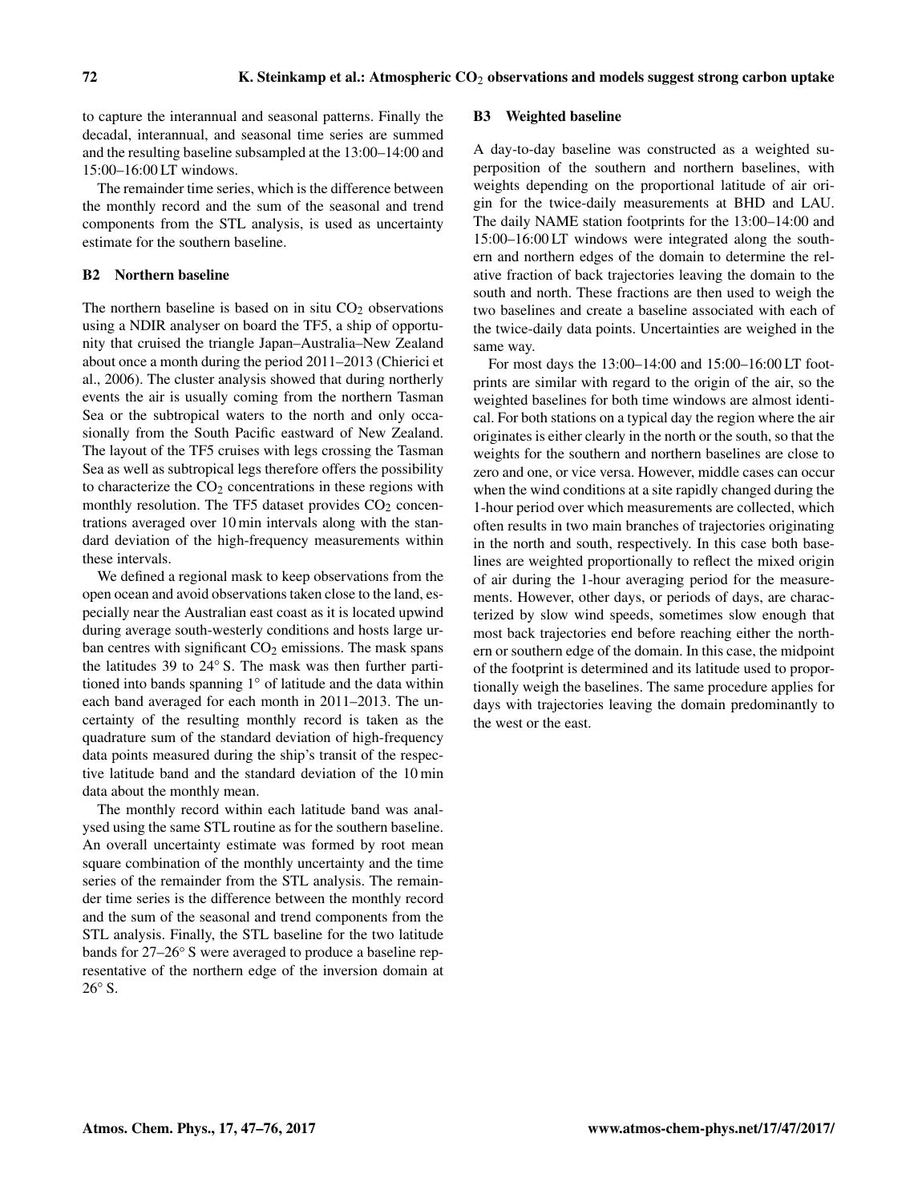to capture the interannual and seasonal patterns. Finally the decadal, interannual, and seasonal time series are summed and the resulting baseline subsampled at the 13:00–14:00 and 15:00–16:00 LT windows.

The remainder time series, which is the difference between the monthly record and the sum of the seasonal and trend components from the STL analysis, is used as uncertainty estimate for the southern baseline.

## B2 Northern baseline

The northern baseline is based on in situ $CO_2$ observations using a NDIR analyser on board the TF5, a ship of opportunity that cruised the triangle Japan–Australia–New Zealand about once a month during the period 2011–2013 (Chierici et al., 2006). The cluster analysis showed that during northerly events the air is usually coming from the northern Tasman Sea or the subtropical waters to the north and only occasionally from the South Pacific eastward of New Zealand. The layout of the TF5 cruises with legs crossing the Tasman Sea as well as subtropical legs therefore offers the possibility to characterize the $CO_2$ concentrations in these regions with monthly resolution. The TF5 dataset provides $CO_2$ concentrations averaged over 10 min intervals along with the standard deviation of the high-frequency measurements within these intervals.

We defined a regional mask to keep observations from the open ocean and avoid observations taken close to the land, especially near the Australian east coast as it is located upwind during average south-westerly conditions and hosts large urban centres with significant $CO_2$ emissions. The mask spans the latitudes 39 to 24° S. The mask was then further partitioned into bands spanning 1° of latitude and the data within each band averaged for each month in 2011–2013. The uncertainty of the resulting monthly record is taken as the quadrature sum of the standard deviation of high-frequency data points measured during the ship's transit of the respective latitude band and the standard deviation of the 10 min data about the monthly mean.

The monthly record within each latitude band was analysed using the same STL routine as for the southern baseline. An overall uncertainty estimate was formed by root mean square combination of the monthly uncertainty and the time series of the remainder from the STL analysis. The remainder time series is the difference between the monthly record and the sum of the seasonal and trend components from the STL analysis. Finally, the STL baseline for the two latitude bands for 27–26° S were averaged to produce a baseline representative of the northern edge of the inversion domain at 26° S.

## B3 Weighted baseline

A day-to-day baseline was constructed as a weighted superposition of the southern and northern baselines, with weights depending on the proportional latitude of air origin for the twice-daily measurements at BHD and LAU. The daily NAME station footprints for the 13:00–14:00 and 15:00–16:00 LT windows were integrated along the southern and northern edges of the domain to determine the relative fraction of back trajectories leaving the domain to the south and north. These fractions are then used to weigh the two baselines and create a baseline associated with each of the twice-daily data points. Uncertainties are weighed in the same way.

For most days the 13:00–14:00 and 15:00–16:00 LT footprints are similar with regard to the origin of the air, so the weighted baselines for both time windows are almost identical. For both stations on a typical day the region where the air originates is either clearly in the north or the south, so that the weights for the southern and northern baselines are close to zero and one, or vice versa. However, middle cases can occur when the wind conditions at a site rapidly changed during the 1-hour period over which measurements are collected, which often results in two main branches of trajectories originating in the north and south, respectively. In this case both baselines are weighted proportionally to reflect the mixed origin of air during the 1-hour averaging period for the measurements. However, other days, or periods of days, are characterized by slow wind speeds, sometimes slow enough that most back trajectories end before reaching either the northern or southern edge of the domain. In this case, the midpoint of the footprint is determined and its latitude used to proportionally weigh the baselines. The same procedure applies for days with trajectories leaving the domain predominantly to the west or the east.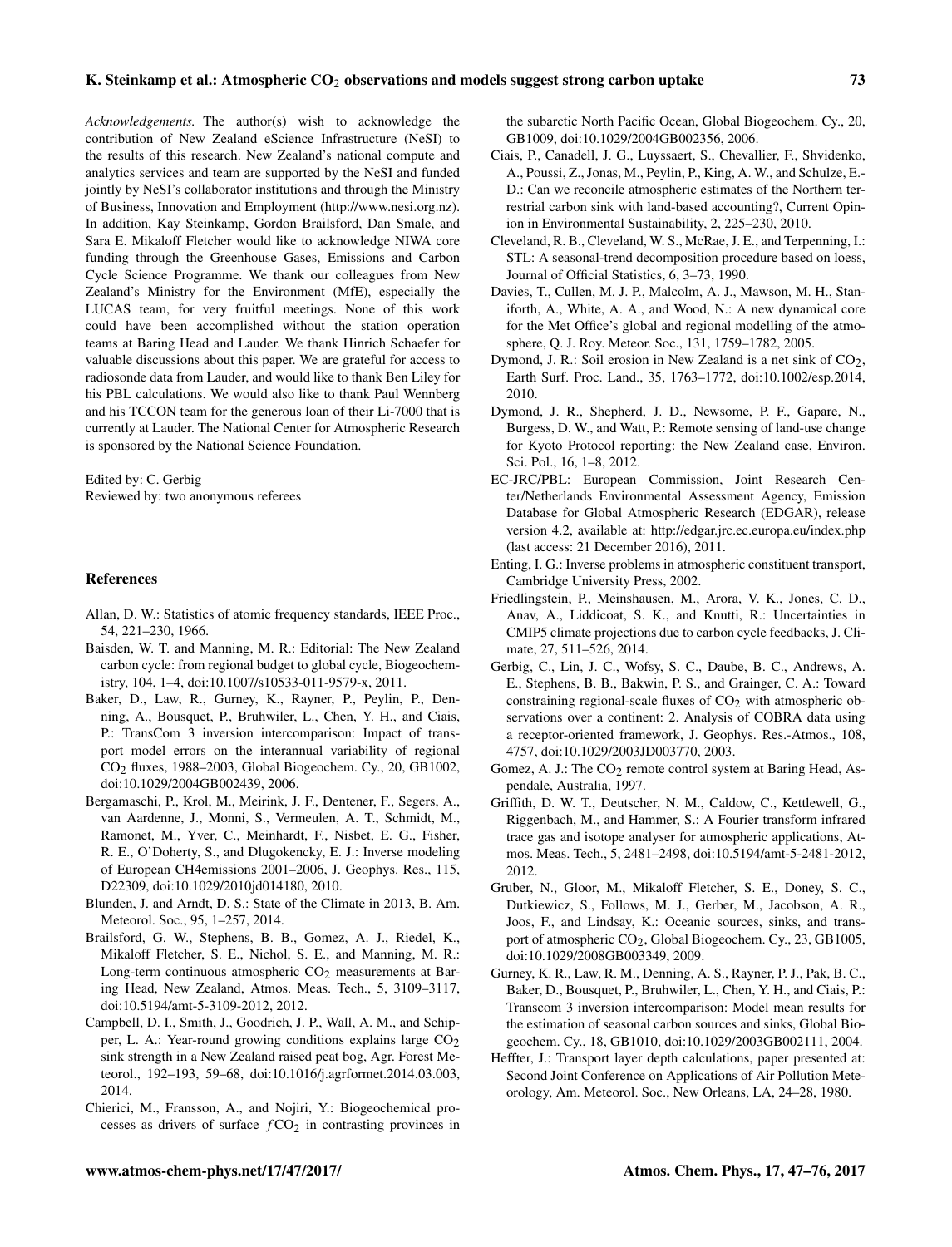*Acknowledgements.* The author(s) wish to acknowledge the contribution of New Zealand eScience Infrastructure (NeSI) to the results of this research. New Zealand's national compute and analytics services and team are supported by the NeSI and funded jointly by NeSI's collaborator institutions and through the Ministry of Business, Innovation and Employment (http://www.nesi.org.nz). In addition, Kay Steinkamp, Gordon Brailsford, Dan Smale, and Sara E. Mikaloff Fletcher would like to acknowledge NIWA core funding through the Greenhouse Gases, Emissions and Carbon Cycle Science Programme. We thank our colleagues from New Zealand's Ministry for the Environment (MfE), especially the LUCAS team, for very fruitful meetings. None of this work could have been accomplished without the station operation teams at Baring Head and Lauder. We thank Hinrich Schaefer for valuable discussions about this paper. We are grateful for access to radiosonde data from Lauder, and would like to thank Ben Liley for his PBL calculations. We would also like to thank Paul Wennberg and his TCCON team for the generous loan of their Li-7000 that is currently at Lauder. The National Center for Atmospheric Research is sponsored by the National Science Foundation.

Edited by: C. Gerbig
Reviewed by: two anonymous referees

## References

Allan, D. W.: Statistics of atomic frequency standards, IEEE Proc., 54, 221–230, 1966.

Baisden, W. T. and Manning, M. R.: Editorial: The New Zealand carbon cycle: from regional budget to global cycle, Biogeochemistry, 104, 1–4, doi:10.1007/s10533-011-9579-x, 2011.

Baker, D., Law, R., Gurney, K., Rayner, P., Peylin, P., Denning, A., Bousquet, P., Bruhwiler, L., Chen, Y. H., and Ciais, P.: TransCom 3 inversion intercomparison: Impact of transport model errors on the interannual variability of regional $CO_2$ fluxes, 1988–2003, Global Biogeochem. Cy., 20, GB1002, doi:10.1029/2004GB002439, 2006.

Bergamaschi, P., Krol, M., Meirink, J. F., Dentener, F., Segers, A., van Aardenne, J., Monni, S., Vermeulen, A. T., Schmidt, M., Ramonet, M., Yver, C., Meinhardt, F., Nisbet, E. G., Fisher, R. E., O'Doherty, S., and Dlugokencky, E. J.: Inverse modeling of European CH4emissions 2001–2006, J. Geophys. Res., 115, D22309, doi:10.1029/2010jd014180, 2010.

Blunden, J. and Arndt, D. S.: State of the Climate in 2013, B. Am. Meteorol. Soc., 95, 1–257, 2014.

Brailsford, G. W., Stephens, B. B., Gomez, A. J., Riedel, K., Mikaloff Fletcher, S. E., Nichol, S. E., and Manning, M. R.: Long-term continuous atmospheric $CO_2$ measurements at Baring Head, New Zealand, Atmos. Meas. Tech., 5, 3109–3117, doi:10.5194/amt-5-3109-2012, 2012.

Campbell, D. I., Smith, J., Goodrich, J. P., Wall, A. M., and Schipper, L. A.: Year-round growing conditions explains large $CO_2$ sink strength in a New Zealand raised peat bog, Agr. Forest Meteorol., 192–193, 59–68, doi:10.1016/j.agrformet.2014.03.003, 2014.

Chierici, M., Fransson, A., and Nojiri, Y.: Biogeochemical processes as drivers of surface $fCO_2$ in contrasting provinces in the subarctic North Pacific Ocean, Global Biogeochem. Cy., 20, GB1009, doi:10.1029/2004GB002356, 2006.

Ciais, P., Canadell, J. G., Luyssaert, S., Chevallier, F., Shvidenko, A., Poussi, Z., Jonas, M., Peylin, P., King, A. W., and Schulze, E.-D.: Can we reconcile atmospheric estimates of the Northern terrestrial carbon sink with land-based accounting?, Current Opinion in Environmental Sustainability, 2, 225–230, 2010.

Cleveland, R. B., Cleveland, W. S., McRae, J. E., and Terpenning, I.: STL: A seasonal-trend decomposition procedure based on loess, Journal of Official Statistics, 6, 3–73, 1990.

Davies, T., Cullen, M. J. P., Malcolm, A. J., Mawson, M. H., Staniforth, A., White, A. A., and Wood, N.: A new dynamical core for the Met Office's global and regional modelling of the atmosphere, Q. J. Roy. Meteor. Soc., 131, 1759–1782, 2005.

Dymond, J. R.: Soil erosion in New Zealand is a net sink of $CO_2$, Earth Surf. Proc. Land., 35, 1763–1772, doi:10.1002/esp.2014, 2010.

Dymond, J. R., Shepherd, J. D., Newsome, P. F., Gapare, N., Burgess, D. W., and Watt, P.: Remote sensing of land-use change for Kyoto Protocol reporting: the New Zealand case, Environ. Sci. Pol., 16, 1–8, 2012.

EC-JRC/PBL: European Commission, Joint Research Center/Netherlands Environmental Assessment Agency, Emission Database for Global Atmospheric Research (EDGAR), release version 4.2, available at: http://edgar.jrc.ec.europa.eu/index.php (last access: 21 December 2016), 2011.

Enting, I. G.: Inverse problems in atmospheric constituent transport, Cambridge University Press, 2002.

Friedlingstein, P., Meinshausen, M., Arora, V. K., Jones, C. D., Anav, A., Liddicoat, S. K., and Knutti, R.: Uncertainties in CMIP5 climate projections due to carbon cycle feedbacks, J. Climate, 27, 511–526, 2014.

Gerbig, C., Lin, J. C., Wofsy, S. C., Daube, B. C., Andrews, A. E., Stephens, B. B., Bakwin, P. S., and Grainger, C. A.: Toward constraining regional-scale fluxes of $CO_2$ with atmospheric observations over a continent: 2. Analysis of COBRA data using a receptor-oriented framework, J. Geophys. Res.-Atmos., 108, 4757, doi:10.1029/2003JD003770, 2003.

Gomez, A. J.: The $CO_2$ remote control system at Baring Head, Aspendale, Australia, 1997.

Griffith, D. W. T., Deutscher, N. M., Caldow, C., Kettlewell, G., Riggenbach, M., and Hammer, S.: A Fourier transform infrared trace gas and isotope analyser for atmospheric applications, Atmos. Meas. Tech., 5, 2481–2498, doi:10.5194/amt-5-2481-2012, 2012.

Gruber, N., Gloor, M., Mikaloff Fletcher, S. E., Doney, S. C., Dutkiewicz, S., Follows, M. J., Gerber, M., Jacobson, A. R., Joos, F., and Lindsay, K.: Oceanic sources, sinks, and transport of atmospheric $CO_2$, Global Biogeochem. Cy., 23, GB1005, doi:10.1029/2008GB003349, 2009.

Gurney, K. R., Law, R. M., Denning, A. S., Rayner, P. J., Pak, B. C., Baker, D., Bousquet, P., Bruhwiler, L., Chen, Y. H., and Ciais, P.: Transcom 3 inversion intercomparison: Model mean results for the estimation of seasonal carbon sources and sinks, Global Biogeochem. Cy., 18, GB1010, doi:10.1029/2003GB002111, 2004.

Heffter, J.: Transport layer depth calculations, paper presented at: Second Joint Conference on Applications of Air Pollution Meteorology, Am. Meteorol. Soc., New Orleans, LA, 24–28, 1980.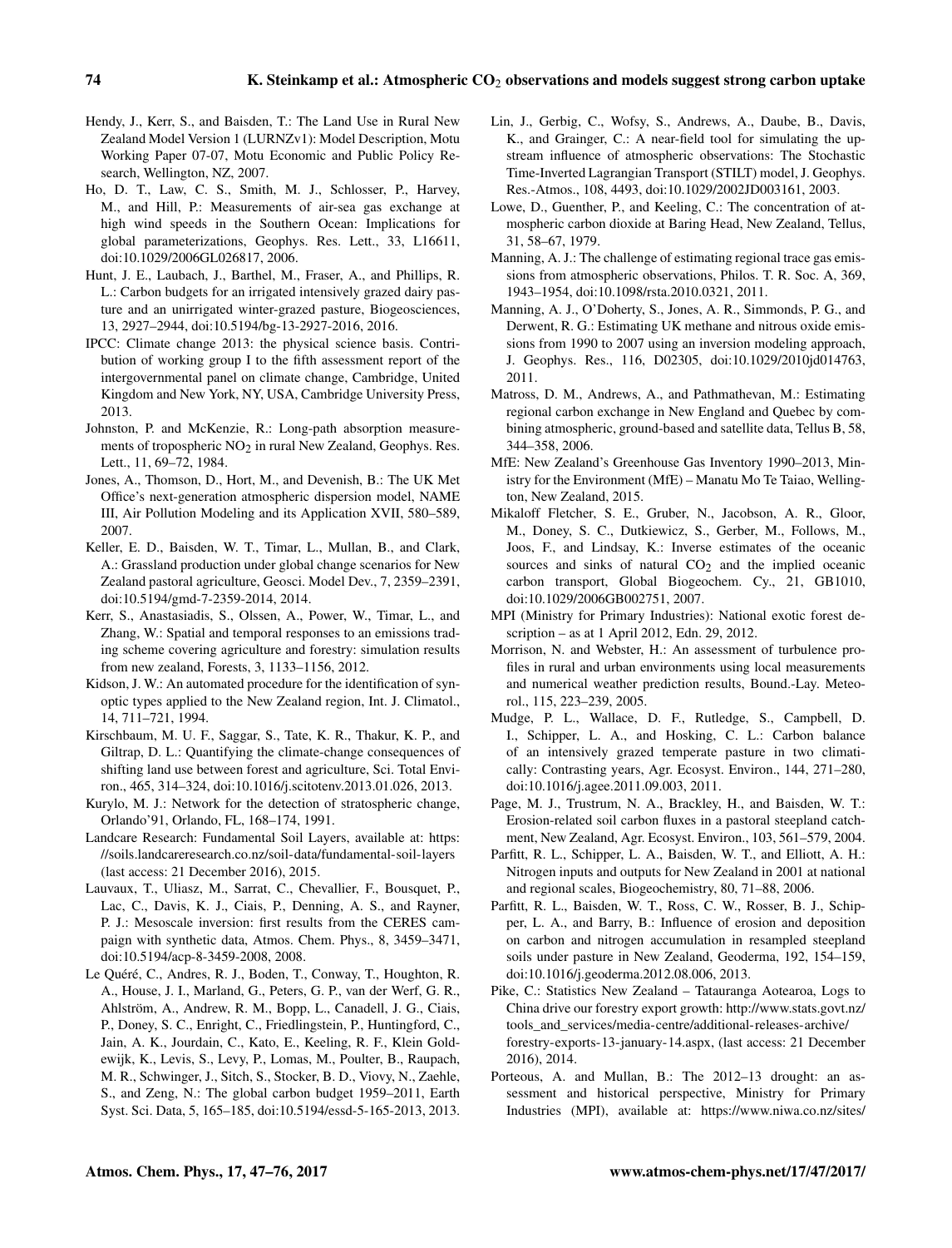Hendy, J., Kerr, S., and Baisden, T.: The Land Use in Rural New Zealand Model Version 1 (LURNZv1): Model Description, Motu Working Paper 07-07, Motu Economic and Public Policy Research, Wellington, NZ, 2007.

Ho, D. T., Law, C. S., Smith, M. J., Schlosser, P., Harvey, M., and Hill, P.: Measurements of air-sea gas exchange at high wind speeds in the Southern Ocean: Implications for global parameterizations, Geophys. Res. Lett., 33, L16611, doi:10.1029/2006GL026817, 2006.

Hunt, J. E., Laubach, J., Barthel, M., Fraser, A., and Phillips, R. L.: Carbon budgets for an irrigated intensively grazed dairy pasture and an unirrigated winter-grazed pasture, Biogeosciences, 13, 2927–2944, doi:10.5194/bg-13-2927-2016, 2016.

IPCC: Climate change 2013: the physical science basis. Contribution of working group I to the fifth assessment report of the intergovernmental panel on climate change, Cambridge, United Kingdom and New York, NY, USA, Cambridge University Press, 2013.

Johnston, P. and McKenzie, R.: Long-path absorption measurements of tropospheric $NO_2$ in rural New Zealand, Geophys. Res. Lett., 11, 69–72, 1984.

Jones, A., Thomson, D., Hort, M., and Devenish, B.: The UK Met Office's next-generation atmospheric dispersion model, NAME III, Air Pollution Modeling and its Application XVII, 580–589, 2007.

Keller, E. D., Baisden, W. T., Timar, L., Mullan, B., and Clark, A.: Grassland production under global change scenarios for New Zealand pastoral agriculture, Geosci. Model Dev., 7, 2359–2391, doi:10.5194/gmd-7-2359-2014, 2014.

Kerr, S., Anastasiadis, S., Olssen, A., Power, W., Timar, L., and Zhang, W.: Spatial and temporal responses to an emissions trading scheme covering agriculture and forestry: simulation results from new zealand, Forests, 3, 1133–1156, 2012.

Kidson, J. W.: An automated procedure for the identification of synoptic types applied to the New Zealand region, Int. J. Climatol., 14, 711–721, 1994.

Kirschbaum, M. U. F., Saggar, S., Tate, K. R., Thakur, K. P., and Giltrap, D. L.: Quantifying the climate-change consequences of shifting land use between forest and agriculture, Sci. Total Environ., 465, 314–324, doi:10.1016/j.scitotenv.2013.01.026, 2013.

Kurylo, M. J.: Network for the detection of stratospheric change, Orlando'91, Orlando, FL, 168–174, 1991.

Landcare Research: Fundamental Soil Layers, available at: https://soils.landcareresearch.co.nz/soil-data/fundamental-soil-layers (last access: 21 December 2016), 2015.

Lauvaux, T., Uliasz, M., Sarrat, C., Chevallier, F., Bousquet, P., Lac, C., Davis, K. J., Ciais, P., Denning, A. S., and Rayner, P. J.: Mesoscale inversion: first results from the CERES campaign with synthetic data, Atmos. Chem. Phys., 8, 3459–3471, doi:10.5194/acp-8-3459-2008, 2008.

Le Quéré, C., Andres, R. J., Boden, T., Conway, T., Houghton, R. A., House, J. I., Marland, G., Peters, G. P., van der Werf, G. R., Ahlström, A., Andrew, R. M., Bopp, L., Canadell, J. G., Ciais, P., Doney, S. C., Enright, C., Friedlingstein, P., Huntingford, C., Jain, A. K., Jourdain, C., Kato, E., Keeling, R. F., Klein Goldewijk, K., Levis, S., Levy, P., Lomas, M., Poulter, B., Raupach, M. R., Schwinger, J., Sitch, S., Stocker, B. D., Viovy, N., Zaehle, S., and Zeng, N.: The global carbon budget 1959–2011, Earth Syst. Sci. Data, 5, 165–185, doi:10.5194/essd-5-165-2013, 2013.

Lin, J., Gerbig, C., Wofsy, S., Andrews, A., Daube, B., Davis, K., and Grainger, C.: A near-field tool for simulating the upstream influence of atmospheric observations: The Stochastic Time-Inverted Lagrangian Transport (STILT) model, J. Geophys. Res.-Atmos., 108, 4493, doi:10.1029/2002JD003161, 2003.

Lowe, D., Guenther, P., and Keeling, C.: The concentration of atmospheric carbon dioxide at Baring Head, New Zealand, Tellus, 31, 58–67, 1979.

Manning, A. J.: The challenge of estimating regional trace gas emissions from atmospheric observations, Philos. T. R. Soc. A, 369, 1943–1954, doi:10.1098/rsta.2010.0321, 2011.

Manning, A. J., O'Doherty, S., Jones, A. R., Simmonds, P. G., and Derwent, R. G.: Estimating UK methane and nitrous oxide emissions from 1990 to 2007 using an inversion modeling approach, J. Geophys. Res., 116, D02305, doi:10.1029/2010jd014763, 2011.

Matross, D. M., Andrews, A., and Pathmathevan, M.: Estimating regional carbon exchange in New England and Quebec by combining atmospheric, ground-based and satellite data, Tellus B, 58, 344–358, 2006.

MfE: New Zealand's Greenhouse Gas Inventory 1990–2013, Ministry for the Environment (MfE) – Manatu Mo Te Taiao, Wellington, New Zealand, 2015.

Mikaloff Fletcher, S. E., Gruber, N., Jacobson, A. R., Gloor, M., Doney, S. C., Dutkiewicz, S., Gerber, M., Follows, M., Joos, F., and Lindsay, K.: Inverse estimates of the oceanic sources and sinks of natural $CO_2$ and the implied oceanic carbon transport, Global Biogeochem. Cy., 21, GB1010, doi:10.1029/2006GB002751, 2007.

MPI (Ministry for Primary Industries): National exotic forest description – as at 1 April 2012, Edn. 29, 2012.

Morrison, N. and Webster, H.: An assessment of turbulence profiles in rural and urban environments using local measurements and numerical weather prediction results, Bound.-Lay. Meteorol., 115, 223–239, 2005.

Mudge, P. L., Wallace, D. F., Rutledge, S., Campbell, D. I., Schipper, L. A., and Hosking, C. L.: Carbon balance of an intensively grazed temperate pasture in two climatically: Contrasting years, Agr. Ecosyst. Environ., 144, 271–280, doi:10.1016/j.agee.2011.09.003, 2011.

Page, M. J., Trustrum, N. A., Brackley, H., and Baisden, W. T.: Erosion-related soil carbon fluxes in a pastoral steepland catchment, New Zealand, Agr. Ecosyst. Environ., 103, 561–579, 2004.

Parfitt, R. L., Schipper, L. A., Baisden, W. T., and Elliott, A. H.: Nitrogen inputs and outputs for New Zealand in 2001 at national and regional scales, Biogeochemistry, 80, 71–88, 2006.

Parfitt, R. L., Baisden, W. T., Ross, C. W., Rosser, B. J., Schipper, L. A., and Barry, B.: Influence of erosion and deposition on carbon and nitrogen accumulation in resampled steepland soils under pasture in New Zealand, Geoderma, 192, 154–159, doi:10.1016/j.geoderma.2012.08.006, 2013.

Pike, C.: Statistics New Zealand – Tatauranga Aotearoa, Logs to China drive our forestry export growth: http://www.stats.govt.nz/tools_and_services/media-centre/additional-releases-archive/forestry-exports-13-january-14.aspx, (last access: 21 December 2016), 2014.

Porteous, A. and Mullan, B.: The 2012–13 drought: an assessment and historical perspective, Ministry for Primary Industries (MPI), available at: https://www.niwa.co.nz/sites/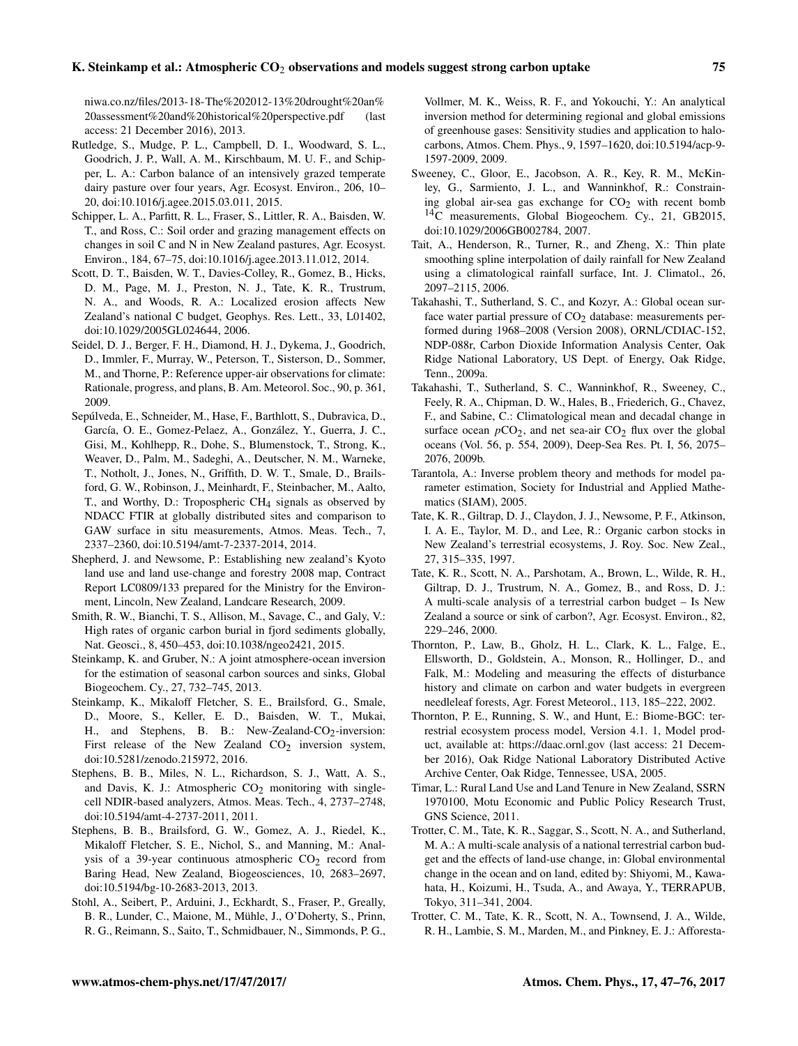niwa.co.nz/files/2013-18-The%202012-13%20drought%20an%20assessment%20and%20historical%20perspective.pdf (last access: 21 December 2016), 2013.

Rutledge, S., Mudge, P. L., Campbell, D. I., Woodward, S. L., Goodrich, J. P., Wall, A. M., Kirschbaum, M. U. F., and Schipper, L. A.: Carbon balance of an intensively grazed temperate dairy pasture over four years, Agr. Ecosyst. Environ., 206, 10–20, doi:10.1016/j.agee.2015.03.011, 2015.

Schipper, L. A., Parfitt, R. L., Fraser, S., Littler, R. A., Baisden, W. T., and Ross, C.: Soil order and grazing management effects on changes in soil C and N in New Zealand pastures, Agr. Ecosyst. Environ., 184, 67–75, doi:10.1016/j.agee.2013.11.012, 2014.

Scott, D. T., Baisden, W. T., Davies-Colley, R., Gomez, B., Hicks, D. M., Page, M. J., Preston, N. J., Tate, K. R., Trustrum, N. A., and Woods, R. A.: Localized erosion affects New Zealand's national C budget, Geophys. Res. Lett., 33, L01402, doi:10.1029/2005GL024644, 2006.

Seidel, D. J., Berger, F. H., Diamond, H. J., Dykema, J., Goodrich, D., Immler, F., Murray, W., Peterson, T., Sisterson, D., Sommer, M., and Thorne, P.: Reference upper-air observations for climate: Rationale, progress, and plans, B. Am. Meteorol. Soc., 90, p. 361, 2009.

Sepúlveda, E., Schneider, M., Hase, F., Barthlott, S., Dubravica, D., García, O. E., Gomez-Pelaez, A., González, Y., Guerra, J. C., Gisi, M., Kohlhepp, R., Dohe, S., Blumenstock, T., Strong, K., Weaver, D., Palm, M., Sadeghi, A., Deutscher, N. M., Warneke, T., Notholt, J., Jones, N., Griffith, D. W. T., Smale, D., Brailsford, G. W., Robinson, J., Meinhardt, F., Steinbacher, M., Aalto, T., and Worthy, D.: Tropospheric $CH_4$ signals as observed by NDACC FTIR at globally distributed sites and comparison to GAW surface in situ measurements, Atmos. Meas. Tech., 7, 2337–2360, doi:10.5194/amt-7-2337-2014, 2014.

Shepherd, J. and Newsome, P.: Establishing new zealand's Kyoto land use and land use-change and forestry 2008 map, Contract Report LC0809/133 prepared for the Ministry for the Environment, Lincoln, New Zealand, Landcare Research, 2009.

Smith, R. W., Bianchi, T. S., Allison, M., Savage, C., and Galy, V.: High rates of organic carbon burial in fjord sediments globally, Nat. Geosci., 8, 450–453, doi:10.1038/ngeo2421, 2015.

Steinkamp, K. and Gruber, N.: A joint atmosphere-ocean inversion for the estimation of seasonal carbon sources and sinks, Global Biogeochem. Cy., 27, 732–745, 2013.

Steinkamp, K., Mikaloff Fletcher, S. E., Brailsford, G., Smale, D., Moore, S., Keller, E. D., Baisden, W. T., Mukai, H., and Stephens, B. B.: New-Zealand-$CO_2$-inversion: First release of the New Zealand $CO_2$ inversion system, doi:10.5281/zenodo.215972, 2016.

Stephens, B. B., Miles, N. L., Richardson, S. J., Watt, A. S., and Davis, K. J.: Atmospheric $CO_2$ monitoring with single-cell NDIR-based analyzers, Atmos. Meas. Tech., 4, 2737–2748, doi:10.5194/amt-4-2737-2011, 2011.

Stephens, B. B., Brailsford, G. W., Gomez, A. J., Riedel, K., Mikaloff Fletcher, S. E., Nichol, S., and Manning, M.: Analysis of a 39-year continuous atmospheric $CO_2$ record from Baring Head, New Zealand, Biogeosciences, 10, 2683–2697, doi:10.5194/bg-10-2683-2013, 2013.

Stohl, A., Seibert, P., Arduini, J., Eckhardt, S., Fraser, P., Greally, B. R., Lunder, C., Maione, M., Mühle, J., O'Doherty, S., Prinn, R. G., Reimann, S., Saito, T., Schmidbauer, N., Simmonds, P. G., Vollmer, M. K., Weiss, R. F., and Yokouchi, Y.: An analytical inversion method for determining regional and global emissions of greenhouse gases: Sensitivity studies and application to halocarbons, Atmos. Chem. Phys., 9, 1597–1620, doi:10.5194/acp-9-1597-2009, 2009.

Sweeney, C., Gloor, E., Jacobson, A. R., Key, R. M., McKinley, G., Sarmiento, J. L., and Wanninkhof, R.: Constraining global air-sea gas exchange for $CO_2$ with recent bomb $^{14}C$ measurements, Global Biogeochem. Cy., 21, GB2015, doi:10.1029/2006GB002784, 2007.

Tait, A., Henderson, R., Turner, R., and Zheng, X.: Thin plate smoothing spline interpolation of daily rainfall for New Zealand using a climatological rainfall surface, Int. J. Climatol., 26, 2097–2115, 2006.

Takahashi, T., Sutherland, S. C., and Kozyr, A.: Global ocean surface water partial pressure of $CO_2$ database: measurements performed during 1968–2008 (Version 2008), ORNL/CDIAC-152, NDP-088r, Carbon Dioxide Information Analysis Center, Oak Ridge National Laboratory, US Dept. of Energy, Oak Ridge, Tenn., 2009a.

Takahashi, T., Sutherland, S. C., Wanninkhof, R., Sweeney, C., Feely, R. A., Chipman, D. W., Hales, B., Friederich, G., Chavez, F., and Sabine, C.: Climatological mean and decadal change in surface ocean $p\mathrm{CO}_2$, and net sea-air $CO_2$ flux over the global oceans (Vol. 56, p. 554, 2009), Deep-Sea Res. Pt. I, 56, 2075–2076, 2009b.

Tarantola, A.: Inverse problem theory and methods for model parameter estimation, Society for Industrial and Applied Mathematics (SIAM), 2005.

Tate, K. R., Giltrap, D. J., Claydon, J. J., Newsome, P. F., Atkinson, I. A. E., Taylor, M. D., and Lee, R.: Organic carbon stocks in New Zealand's terrestrial ecosystems, J. Roy. Soc. New Zeal., 27, 315–335, 1997.

Tate, K. R., Scott, N. A., Parshotam, A., Brown, L., Wilde, R. H., Giltrap, D. J., Trustrum, N. A., Gomez, B., and Ross, D. J.: A multi-scale analysis of a terrestrial carbon budget – Is New Zealand a source or sink of carbon?, Agr. Ecosyst. Environ., 82, 229–246, 2000.

Thornton, P., Law, B., Gholz, H. L., Clark, K. L., Falge, E., Ellsworth, D., Goldstein, A., Monson, R., Hollinger, D., and Falk, M.: Modeling and measuring the effects of disturbance history and climate on carbon and water budgets in evergreen needleleaf forests, Agr. Forest Meteorol., 113, 185–222, 2002.

Thornton, P. E., Running, S. W., and Hunt, E.: Biome-BGC: terrestrial ecosystem process model, Version 4.1. 1, Model product, available at: https://daac.ornl.gov (last access: 21 December 2016), Oak Ridge National Laboratory Distributed Active Archive Center, Oak Ridge, Tennessee, USA, 2005.

Timar, L.: Rural Land Use and Land Tenure in New Zealand, SSRN 1970100, Motu Economic and Public Policy Research Trust, GNS Science, 2011.

Trotter, C. M., Tate, K. R., Saggar, S., Scott, N. A., and Sutherland, M. A.: A multi-scale analysis of a national terrestrial carbon budget and the effects of land-use change, in: Global environmental change in the ocean and on land, edited by: Shiyomi, M., Kawahata, H., Koizumi, H., Tsuda, A., and Awaya, Y., TERRAPUB, Tokyo, 311–341, 2004.

Trotter, C. M., Tate, K. R., Scott, N. A., Townsend, J. A., Wilde, R. H., Lambie, S. M., Marden, M., and Pinkney, E. J.: Afforesta-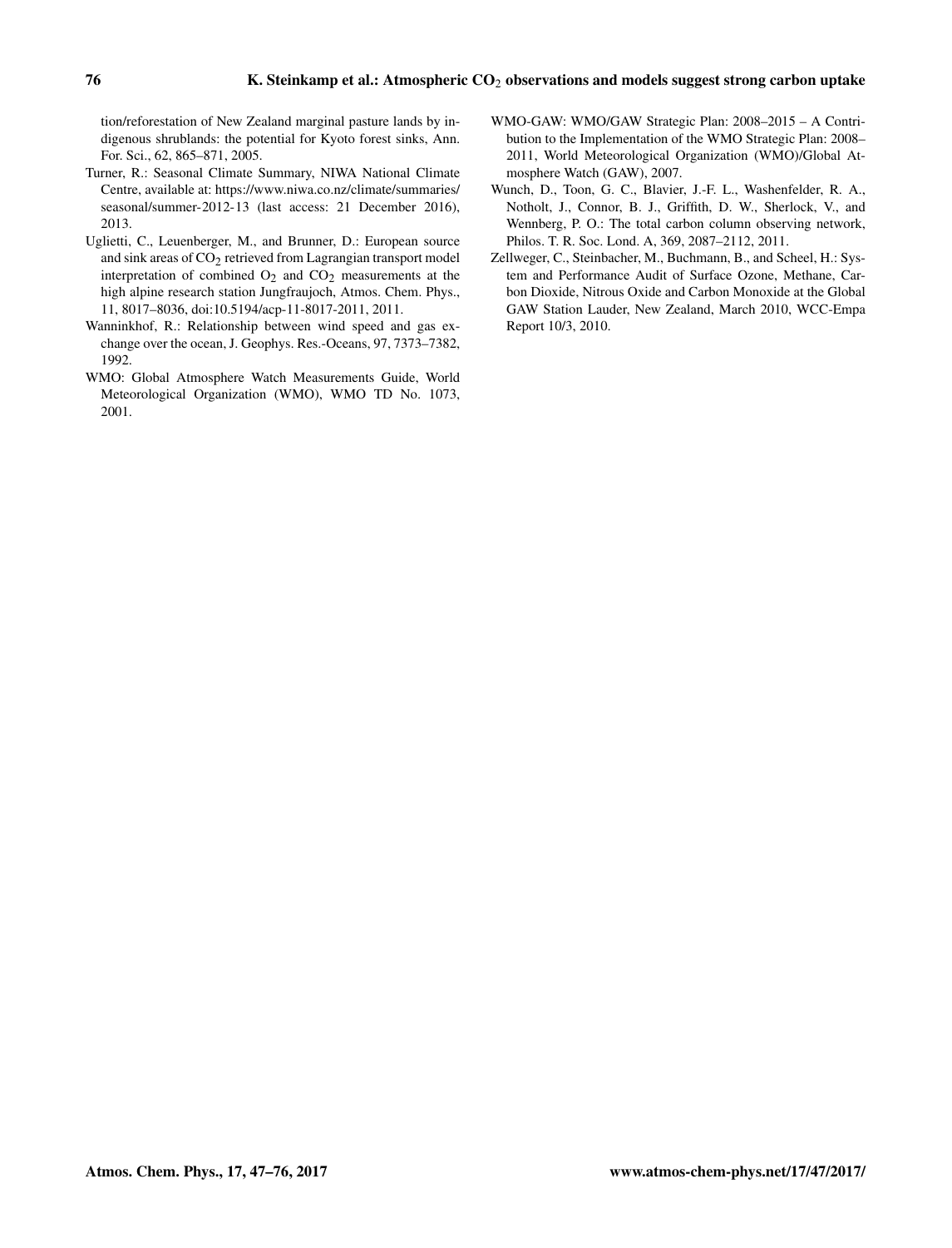tion/reforestation of New Zealand marginal pasture lands by indigenous shrublands: the potential for Kyoto forest sinks, Ann. For. Sci., 62, 865–871, 2005.

Turner, R.: Seasonal Climate Summary, NIWA National Climate Centre, available at: https://www.niwa.co.nz/climate/summaries/seasonal/summer-2012-13 (last access: 21 December 2016), 2013.

Uglietti, C., Leuenberger, M., and Brunner, D.: European source and sink areas of $CO_2$ retrieved from Lagrangian transport model interpretation of combined $O_2$ and $CO_2$ measurements at the high alpine research station Jungfraujoch, Atmos. Chem. Phys., 11, 8017–8036, doi:10.5194/acp-11-8017-2011, 2011.

Wanninkhof, R.: Relationship between wind speed and gas exchange over the ocean, J. Geophys. Res.-Oceans, 97, 7373–7382, 1992.

WMO: Global Atmosphere Watch Measurements Guide, World Meteorological Organization (WMO), WMO TD No. 1073, 2001.

WMO-GAW: WMO/GAW Strategic Plan: 2008–2015 – A Contribution to the Implementation of the WMO Strategic Plan: 2008–2011, World Meteorological Organization (WMO)/Global Atmosphere Watch (GAW), 2007.

Wunch, D., Toon, G. C., Blavier, J.-F. L., Washenfelder, R. A., Notholt, J., Connor, B. J., Griffith, D. W., Sherlock, V., and Wennberg, P. O.: The total carbon column observing network, Philos. T. R. Soc. Lond. A, 369, 2087–2112, 2011.

Zellweger, C., Steinbacher, M., Buchmann, B., and Scheel, H.: System and Performance Audit of Surface Ozone, Methane, Carbon Dioxide, Nitrous Oxide and Carbon Monoxide at the Global GAW Station Lauder, New Zealand, March 2010, WCC-Empa Report 10/3, 2010.